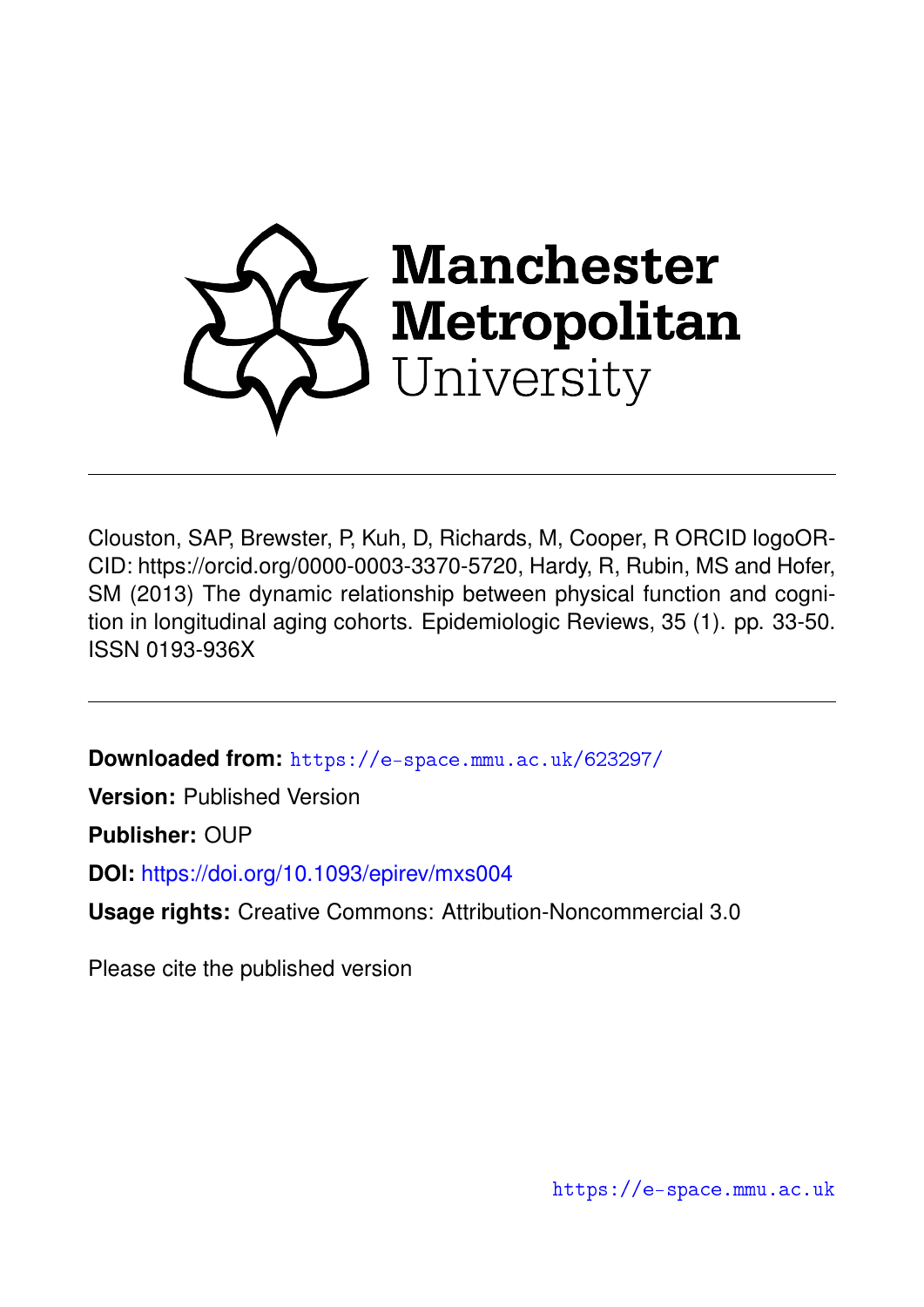Manchester Metropolitan University

Clouston, SAP, Brewster, P, Kuh, D, Richards, M, Cooper, R ORCID logoORCID: https://orcid.org/0000-0003-3370-5720, Hardy, R, Rubin, MS and Hofer, SM (2013) The dynamic relationship between physical function and cognition in longitudinal aging cohorts. Epidemiologic Reviews, 35 (1). pp. 33-50. ISSN 0193-936X

**Downloaded from:** https://e-space.mmu.ac.uk/623297/

**Version:** Published Version

**Publisher:** OUP

**DOI:** https://doi.org/10.1093/epirev/mxs004

**Usage rights:** Creative Commons: Attribution-Noncommercial 3.0

Please cite the published version

https://e-space.mmu.ac.uk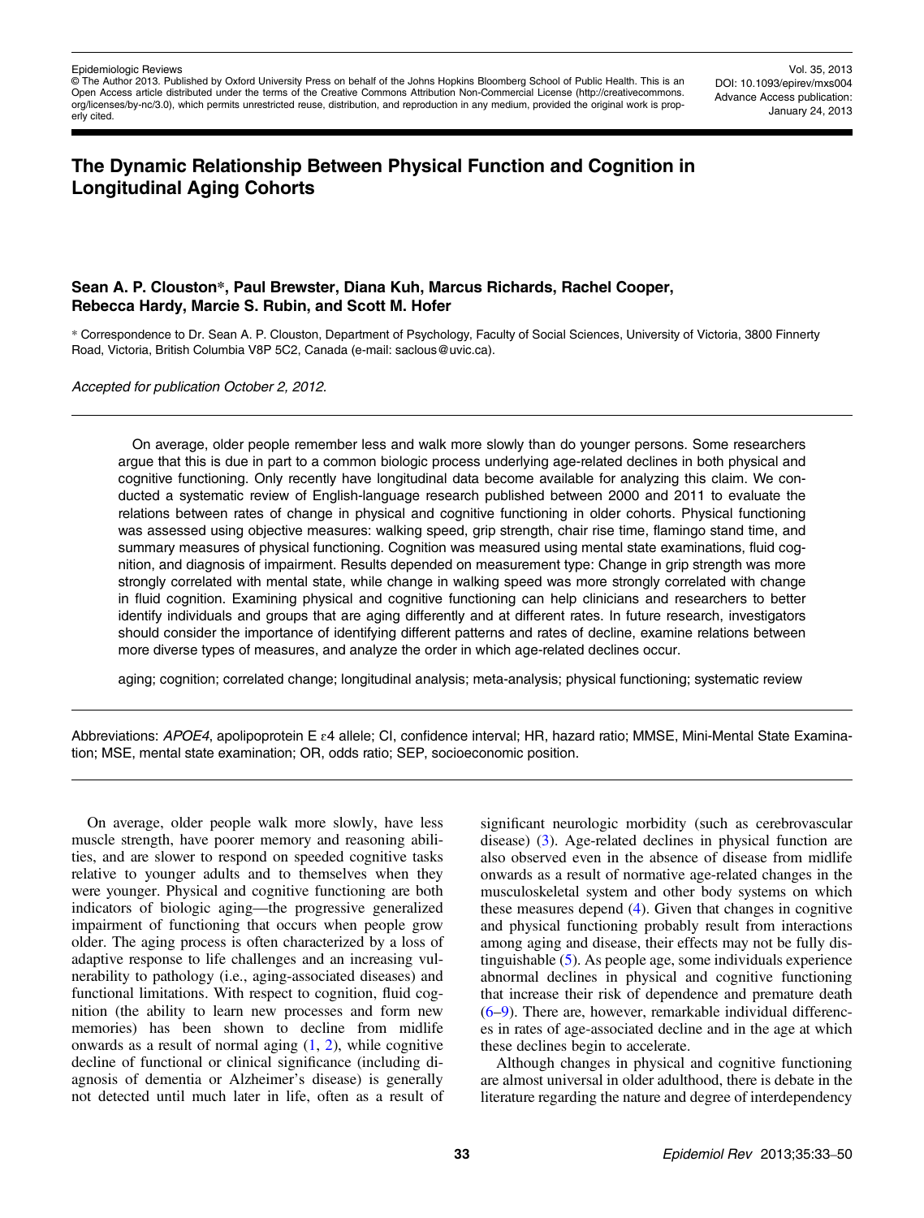# The Dynamic Relationship Between Physical Function and Cognition in Longitudinal Aging Cohorts

**Sean A. P. Clouston\*, Paul Brewster, Diana Kuh, Marcus Richards, Rachel Cooper, Rebecca Hardy, Marcie S. Rubin, and Scott M. Hofer**

\* Correspondence to Dr. Sean A. P. Clouston, Department of Psychology, Faculty of Social Sciences, University of Victoria, 3800 Finnerty Road, Victoria, British Columbia V8P 5C2, Canada (e-mail: saclous@uvic.ca).

*Accepted for publication October 2, 2012.*

---

On average, older people remember less and walk more slowly than do younger persons. Some researchers argue that this is due in part to a common biologic process underlying age-related declines in both physical and cognitive functioning. Only recently have longitudinal data become available for analyzing this claim. We conducted a systematic review of English-language research published between 2000 and 2011 to evaluate the relations between rates of change in physical and cognitive functioning in older cohorts. Physical functioning was assessed using objective measures: walking speed, grip strength, chair rise time, flamingo stand time, and summary measures of physical functioning. Cognition was measured using mental state examinations, fluid cognition, and diagnosis of impairment. Results depended on measurement type: Change in grip strength was more strongly correlated with mental state, while change in walking speed was more strongly correlated with change in fluid cognition. Examining physical and cognitive functioning can help clinicians and researchers to better identify individuals and groups that are aging differently and at different rates. In future research, investigators should consider the importance of identifying different patterns and rates of decline, examine relations between more diverse types of measures, and analyze the order in which age-related declines occur.

aging; cognition; correlated change; longitudinal analysis; meta-analysis; physical functioning; systematic review

---

Abbreviations: *APOE4*, apolipoprotein E ε4 allele; CI, confidence interval; HR, hazard ratio; MMSE, Mini-Mental State Examination; MSE, mental state examination; OR, odds ratio; SEP, socioeconomic position.

---

On average, older people walk more slowly, have less muscle strength, have poorer memory and reasoning abilities, and are slower to respond on speeded cognitive tasks relative to younger adults and to themselves when they were younger. Physical and cognitive functioning are both indicators of biologic aging—the progressive generalized impairment of functioning that occurs when people grow older. The aging process is often characterized by a loss of adaptive response to life challenges and an increasing vulnerability to pathology (i.e., aging-associated diseases) and functional limitations. With respect to cognition, fluid cognition (the ability to learn new processes and form new memories) has been shown to decline from midlife onwards as a result of normal aging (1, 2), while cognitive decline of functional or clinical significance (including diagnosis of dementia or Alzheimer's disease) is generally not detected until much later in life, often as a result of significant neurologic morbidity (such as cerebrovascular disease) (3). Age-related declines in physical function are also observed even in the absence of disease from midlife onwards as a result of normative age-related changes in the musculoskeletal system and other body systems on which these measures depend (4). Given that changes in cognitive and physical functioning probably result from interactions among aging and disease, their effects may not be fully distinguishable (5). As people age, some individuals experience abnormal declines in physical and cognitive functioning that increase their risk of dependence and premature death (6–9). There are, however, remarkable individual differences in rates of age-associated decline and in the age at which these declines begin to accelerate.

Although changes in physical and cognitive functioning are almost universal in older adulthood, there is debate in the literature regarding the nature and degree of interdependency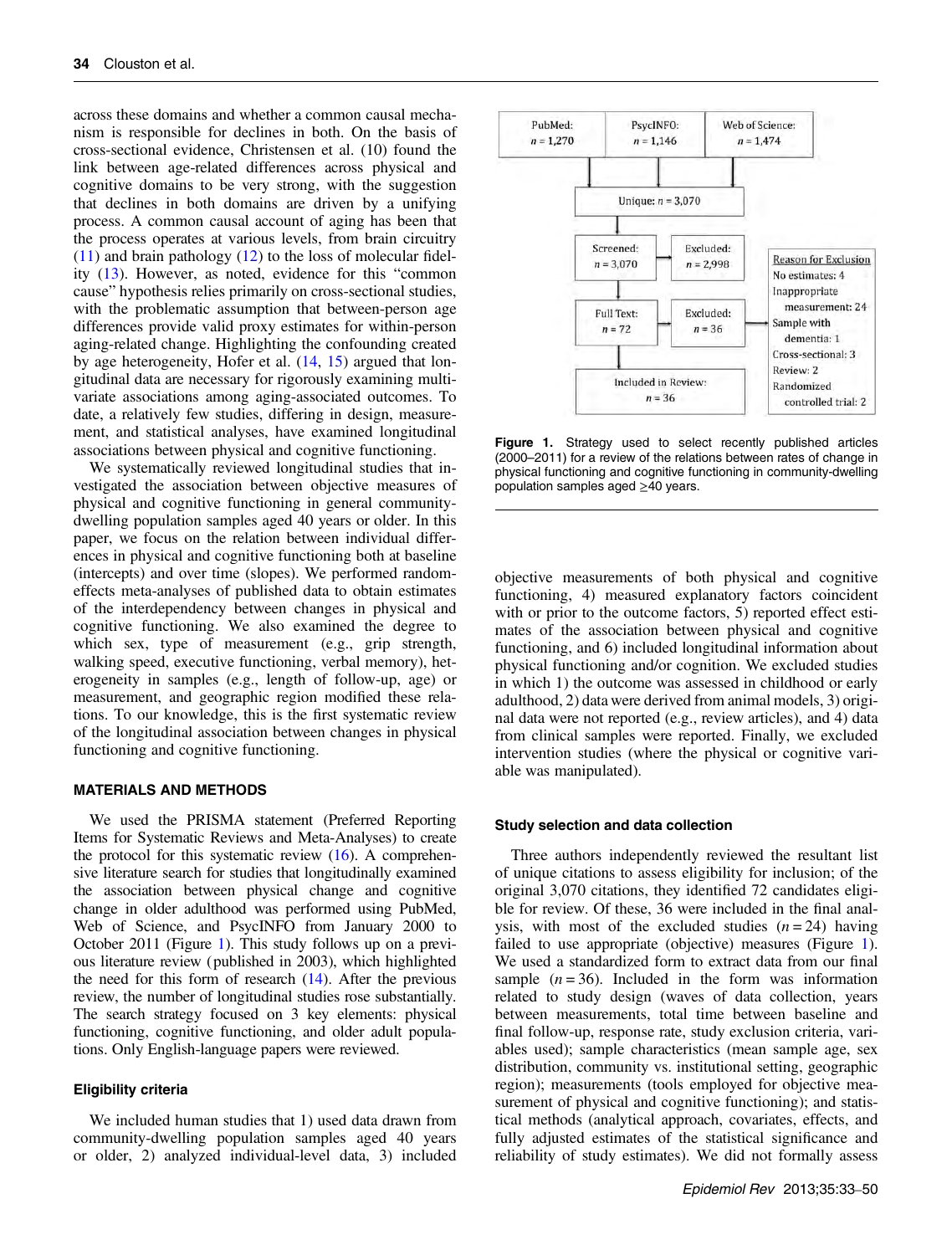across these domains and whether a common causal mechanism is responsible for declines in both. On the basis of cross-sectional evidence, Christensen et al. (10) found the link between age-related differences across physical and cognitive domains to be very strong, with the suggestion that declines in both domains are driven by a unifying process. A common causal account of aging has been that the process operates at various levels, from brain circuitry (11) and brain pathology (12) to the loss of molecular fidelity (13). However, as noted, evidence for this "common cause" hypothesis relies primarily on cross-sectional studies, with the problematic assumption that between-person age differences provide valid proxy estimates for within-person aging-related change. Highlighting the confounding created by age heterogeneity, Hofer et al. (14, 15) argued that longitudinal data are necessary for rigorously examining multivariate associations among aging-associated outcomes. To date, a relatively few studies, differing in design, measurement, and statistical analyses, have examined longitudinal associations between physical and cognitive functioning.

We systematically reviewed longitudinal studies that investigated the association between objective measures of physical and cognitive functioning in general community-dwelling population samples aged 40 years or older. In this paper, we focus on the relation between individual differences in physical and cognitive functioning both at baseline (intercepts) and over time (slopes). We performed random-effects meta-analyses of published data to obtain estimates of the interdependency between changes in physical and cognitive functioning. We also examined the degree to which sex, type of measurement (e.g., grip strength, walking speed, executive functioning, verbal memory), heterogeneity in samples (e.g., length of follow-up, age) or measurement, and geographic region modified these relations. To our knowledge, this is the first systematic review of the longitudinal association between changes in physical functioning and cognitive functioning.

## MATERIALS AND METHODS

We used the PRISMA statement (Preferred Reporting Items for Systematic Reviews and Meta-Analyses) to create the protocol for this systematic review (16). A comprehensive literature search for studies that longitudinally examined the association between physical change and cognitive change in older adulthood was performed using PubMed, Web of Science, and PsycINFO from January 2000 to October 2011 (Figure 1). This study follows up on a previous literature review (published in 2003), which highlighted the need for this form of research (14). After the previous review, the number of longitudinal studies rose substantially. The search strategy focused on 3 key elements: physical functioning, cognitive functioning, and older adult populations. Only English-language papers were reviewed.

### Eligibility criteria

We included human studies that 1) used data drawn from community-dwelling population samples aged 40 years or older, 2) analyzed individual-level data, 3) included objective measurements of both physical and cognitive functioning, 4) measured explanatory factors coincident with or prior to the outcome factors, 5) reported effect estimates of the association between physical and cognitive functioning, and 6) included longitudinal information about physical functioning and/or cognition. We excluded studies in which 1) the outcome was assessed in childhood or early adulthood, 2) data were derived from animal models, 3) original data were not reported (e.g., review articles), and 4) data from clinical samples were reported. Finally, we excluded intervention studies (where the physical or cognitive variable was manipulated).

PubMed: $n$ = 1,270 | PsycINFO: $n$ = 1,146 | Web of Science: $n$ = 1,474

Unique: $n$ = 3,070

Screened: $n$ = 3,070 → Excluded: $n$ = 2,998

Full Text: $n$ = 72 → Excluded: $n$ = 36

Included in Review: $n$ = 36

Reason for Exclusion
No estimates: 4
Inappropriate measurement: 24
Sample with dementia: 1
Cross-sectional: 3
Review: 2
Randomized controlled trial: 2

**Figure 1.** Strategy used to select recently published articles (2000–2011) for a review of the relations between rates of change in physical functioning and cognitive functioning in community-dwelling population samples aged ≥40 years.

### Study selection and data collection

Three authors independently reviewed the resultant list of unique citations to assess eligibility for inclusion; of the original 3,070 citations, they identified 72 candidates eligible for review. Of these, 36 were included in the final analysis, with most of the excluded studies ($n$ = 24) having failed to use appropriate (objective) measures (Figure 1). We used a standardized form to extract data from our final sample ($n$ = 36). Included in the form was information related to study design (waves of data collection, years between measurements, total time between baseline and final follow-up, response rate, study exclusion criteria, variables used); sample characteristics (mean sample age, sex distribution, community vs. institutional setting, geographic region); measurements (tools employed for objective measurement of physical and cognitive functioning); and statistical methods (analytical approach, covariates, effects, and fully adjusted estimates of the statistical significance and reliability of study estimates). We did not formally assess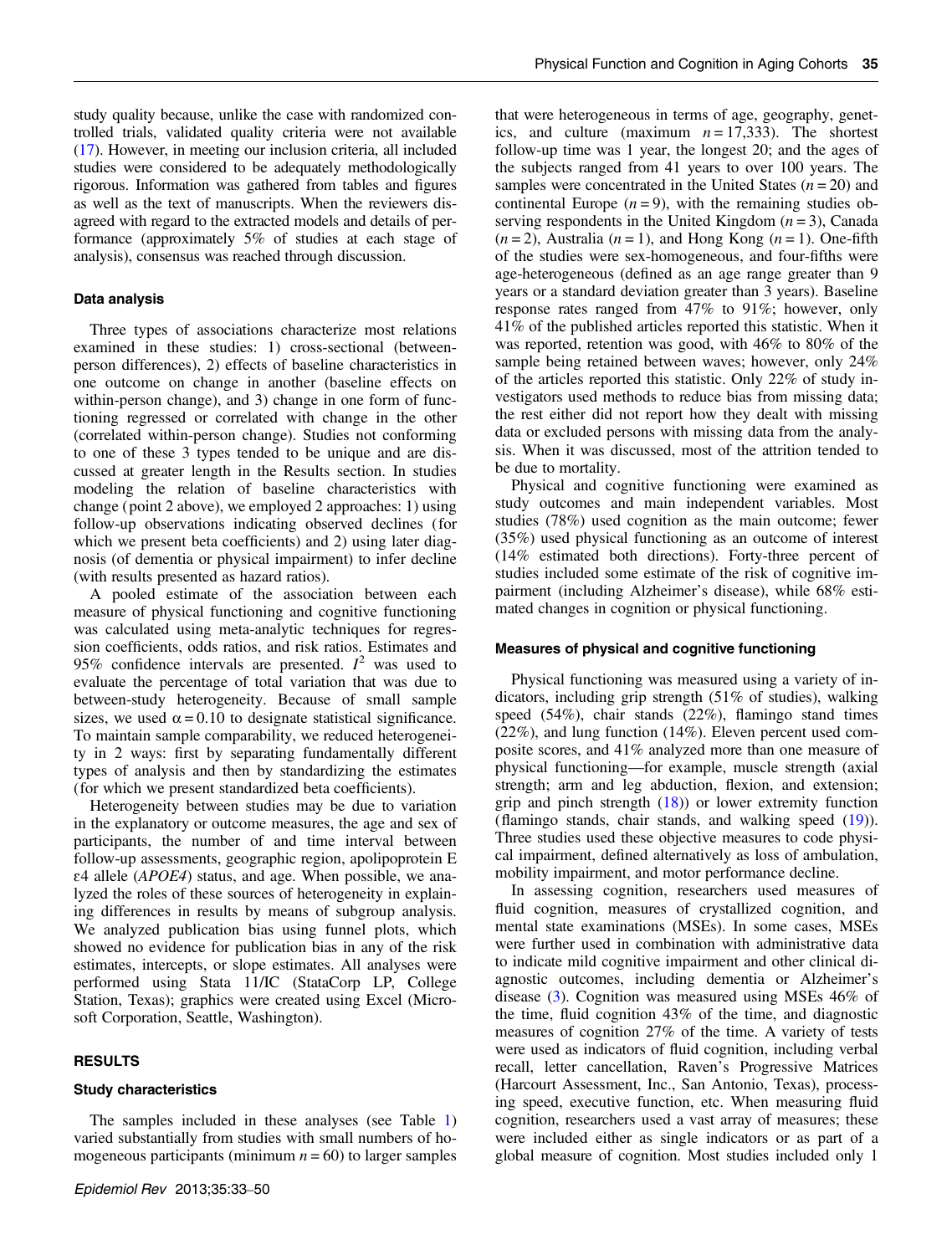study quality because, unlike the case with randomized controlled trials, validated quality criteria were not available (17). However, in meeting our inclusion criteria, all included studies were considered to be adequately methodologically rigorous. Information was gathered from tables and figures as well as the text of manuscripts. When the reviewers disagreed with regard to the extracted models and details of performance (approximately 5% of studies at each stage of analysis), consensus was reached through discussion.

### Data analysis

Three types of associations characterize most relations examined in these studies: 1) cross-sectional (between-person differences), 2) effects of baseline characteristics in one outcome on change in another (baseline effects on within-person change), and 3) change in one form of functioning regressed or correlated with change in the other (correlated within-person change). Studies not conforming to one of these 3 types tended to be unique and are discussed at greater length in the Results section. In studies modeling the relation of baseline characteristics with change (point 2 above), we employed 2 approaches: 1) using follow-up observations indicating observed declines (for which we present beta coefficients) and 2) using later diagnosis (of dementia or physical impairment) to infer decline (with results presented as hazard ratios).

A pooled estimate of the association between each measure of physical functioning and cognitive functioning was calculated using meta-analytic techniques for regression coefficients, odds ratios, and risk ratios. Estimates and 95% confidence intervals are presented. $I^2$ was used to evaluate the percentage of total variation that was due to between-study heterogeneity. Because of small sample sizes, we used $\alpha = 0.10$ to designate statistical significance. To maintain sample comparability, we reduced heterogeneity in 2 ways: first by separating fundamentally different types of analysis and then by standardizing the estimates (for which we present standardized beta coefficients).

Heterogeneity between studies may be due to variation in the explanatory or outcome measures, the age and sex of participants, the number of and time interval between follow-up assessments, geographic region, apolipoprotein E ε4 allele (*APOE4*) status, and age. When possible, we analyzed the roles of these sources of heterogeneity in explaining differences in results by means of subgroup analysis. We analyzed publication bias using funnel plots, which showed no evidence for publication bias in any of the risk estimates, intercepts, or slope estimates. All analyses were performed using Stata 11/IC (StataCorp LP, College Station, Texas); graphics were created using Excel (Microsoft Corporation, Seattle, Washington).

## RESULTS

### Study characteristics

The samples included in these analyses (see Table 1) varied substantially from studies with small numbers of homogeneous participants (minimum $n = 60$) to larger samples that were heterogeneous in terms of age, geography, genetics, and culture (maximum $n = 17{,}333$). The shortest follow-up time was 1 year, the longest 20; and the ages of the subjects ranged from 41 years to over 100 years. The samples were concentrated in the United States ($n = 20$) and continental Europe ($n = 9$), with the remaining studies observing respondents in the United Kingdom ($n = 3$), Canada ($n = 2$), Australia ($n = 1$), and Hong Kong ($n = 1$). One-fifth of the studies were sex-homogeneous, and four-fifths were age-heterogeneous (defined as an age range greater than 9 years or a standard deviation greater than 3 years). Baseline response rates ranged from 47% to 91%; however, only 41% of the published articles reported this statistic. When it was reported, retention was good, with 46% to 80% of the sample being retained between waves; however, only 24% of the articles reported this statistic. Only 22% of study investigators used methods to reduce bias from missing data; the rest either did not report how they dealt with missing data or excluded persons with missing data from the analysis. When it was discussed, most of the attrition tended to be due to mortality.

Physical and cognitive functioning were examined as study outcomes and main independent variables. Most studies (78%) used cognition as the main outcome; fewer (35%) used physical functioning as an outcome of interest (14% estimated both directions). Forty-three percent of studies included some estimate of the risk of cognitive impairment (including Alzheimer's disease), while 68% estimated changes in cognition or physical functioning.

### Measures of physical and cognitive functioning

Physical functioning was measured using a variety of indicators, including grip strength (51% of studies), walking speed (54%), chair stands (22%), flamingo stand times (22%), and lung function (14%). Eleven percent used composite scores, and 41% analyzed more than one measure of physical functioning—for example, muscle strength (axial strength; arm and leg abduction, flexion, and extension; grip and pinch strength (18)) or lower extremity function (flamingo stands, chair stands, and walking speed (19)). Three studies used these objective measures to code physical impairment, defined alternatively as loss of ambulation, mobility impairment, and motor performance decline.

In assessing cognition, researchers used measures of fluid cognition, measures of crystallized cognition, and mental state examinations (MSEs). In some cases, MSEs were further used in combination with administrative data to indicate mild cognitive impairment and other clinical diagnostic outcomes, including dementia or Alzheimer's disease (3). Cognition was measured using MSEs 46% of the time, fluid cognition 43% of the time, and diagnostic measures of cognition 27% of the time. A variety of tests were used as indicators of fluid cognition, including verbal recall, letter cancellation, Raven's Progressive Matrices (Harcourt Assessment, Inc., San Antonio, Texas), processing speed, executive function, etc. When measuring fluid cognition, researchers used a vast array of measures; these were included either as single indicators or as part of a global measure of cognition. Most studies included only 1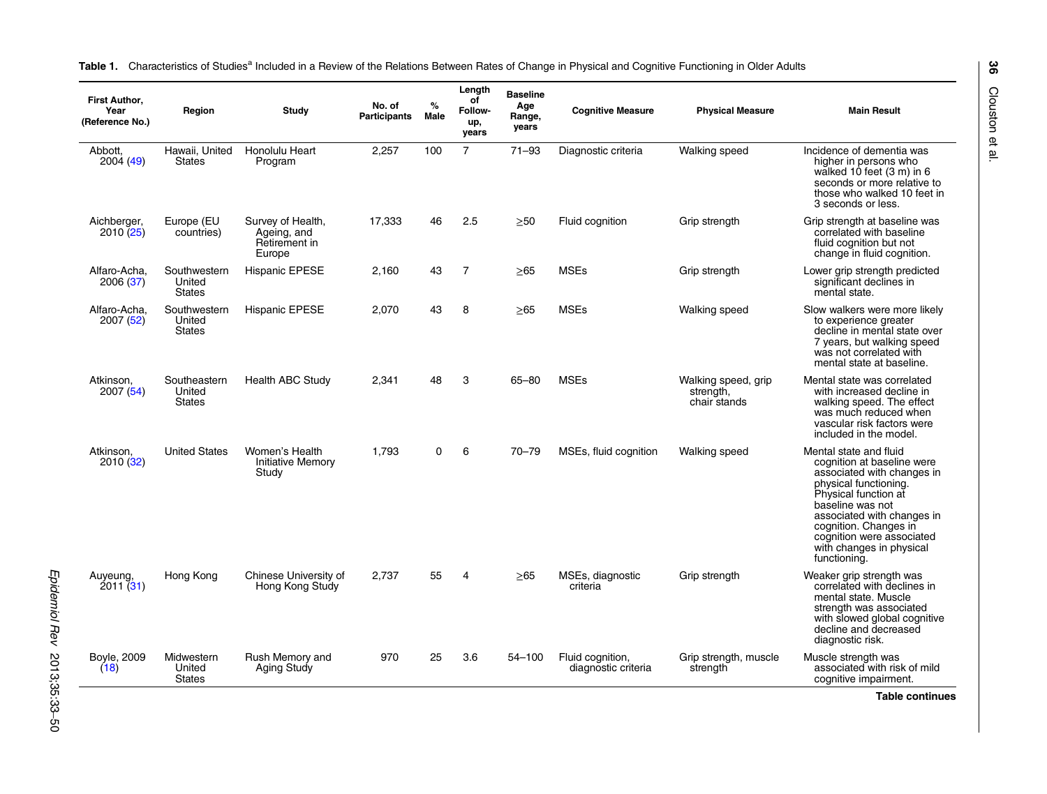**Table 1.** Characteristics of Studies[a] Included in a Review of the Relations Between Rates of Change in Physical and Cognitive Functioning in Older Adults

| First Author, Year (Reference No.) | Region | Study | No. of Participants | % Male | Length of Follow-up, years | Baseline Age Range, years | Cognitive Measure | Physical Measure | Main Result |
|---|---|---|---|---|---|---|---|---|---|
| Abbott, 2004 (49) | Hawaii, United States | Honolulu Heart Program | 2,257 | 100 | 7 | 71–93 | Diagnostic criteria | Walking speed | Incidence of dementia was higher in persons who walked 10 feet (3 m) in 6 seconds or more relative to those who walked 10 feet in 3 seconds or less. |
| Aichberger, 2010 (25) | Europe (EU countries) | Survey of Health, Ageing, and Retirement in Europe | 17,333 | 46 | 2.5 | ≥50 | Fluid cognition | Grip strength | Grip strength at baseline was correlated with baseline fluid cognition but not change in fluid cognition. |
| Alfaro-Acha, 2006 (37) | Southwestern United States | Hispanic EPESE | 2,160 | 43 | 7 | ≥65 | MSEs | Grip strength | Lower grip strength predicted significant declines in mental state. |
| Alfaro-Acha, 2007 (52) | Southwestern United States | Hispanic EPESE | 2,070 | 43 | 8 | ≥65 | MSEs | Walking speed | Slow walkers were more likely to experience greater decline in mental state over 7 years, but walking speed was not correlated with mental state at baseline. |
| Atkinson, 2007 (54) | Southeastern United States | Health ABC Study | 2,341 | 48 | 3 | 65–80 | MSEs | Walking speed, grip strength, chair stands | Mental state was correlated with increased decline in walking speed. The effect was much reduced when vascular risk factors were included in the model. |
| Atkinson, 2010 (32) | United States | Women's Health Initiative Memory Study | 1,793 | 0 | 6 | 70–79 | MSEs, fluid cognition | Walking speed | Mental state and fluid cognition at baseline were associated with changes in physical functioning. Physical function at baseline was not associated with changes in cognition. Changes in cognition were associated with changes in physical functioning. |
| Auyeung, 2011 (31) | Hong Kong | Chinese University of Hong Kong Study | 2,737 | 55 | 4 | ≥65 | MSEs, diagnostic criteria | Grip strength | Weaker grip strength was correlated with declines in mental state. Muscle strength was associated with slowed global cognitive decline and decreased diagnostic risk. |
| Boyle, 2009 (18) | Midwestern United States | Rush Memory and Aging Study | 970 | 25 | 3.6 | 54–100 | Fluid cognition, diagnostic criteria | Grip strength, muscle strength | Muscle strength was associated with risk of mild cognitive impairment. |

Table continues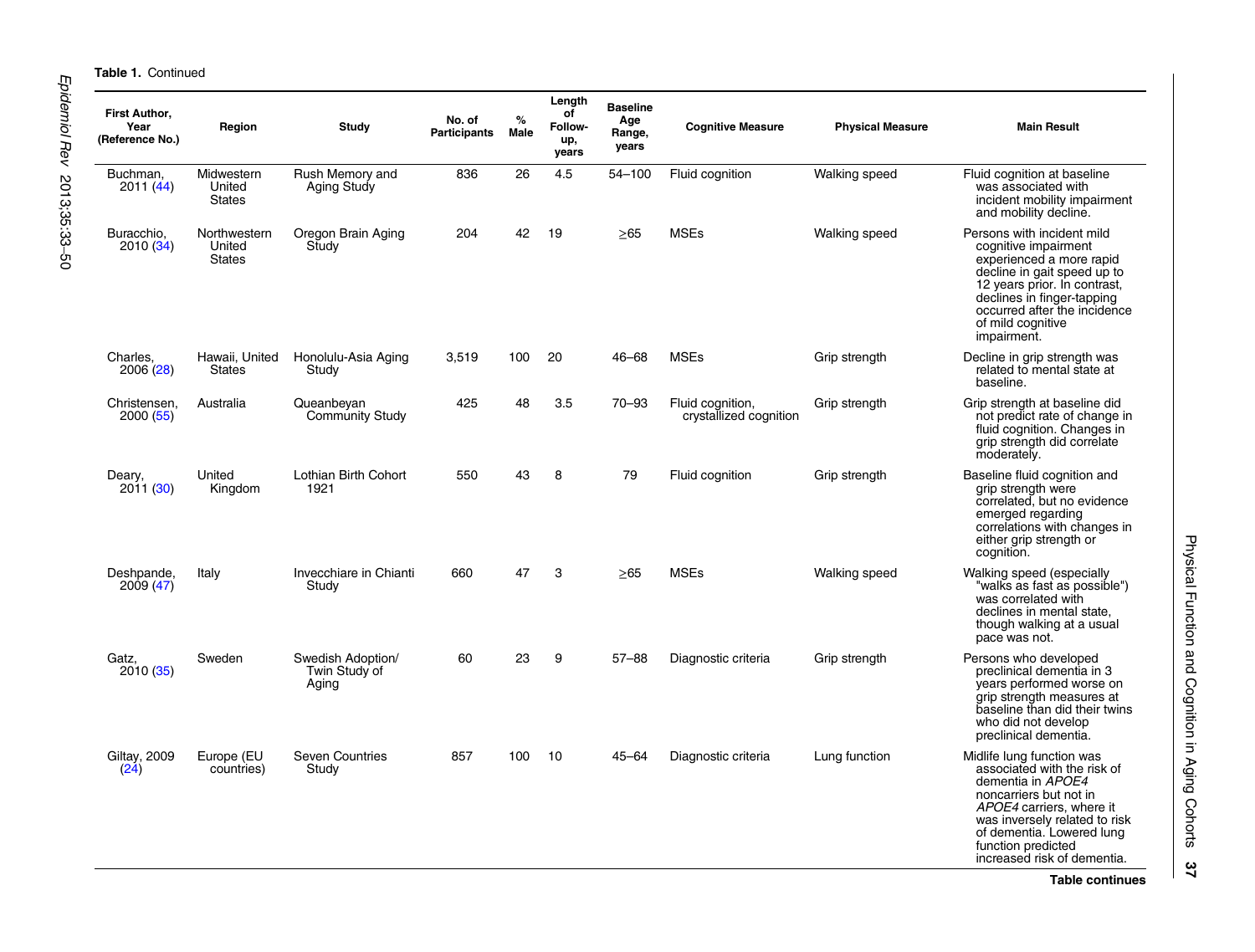**Table 1.** Continued

| First Author, Year (Reference No.) | Region | Study | No. of Participants | % Male | Length of Follow-up, years | Baseline Age Range, years | Cognitive Measure | Physical Measure | Main Result |
|---|---|---|---|---|---|---|---|---|---|
| Buchman, 2011 (44) | Midwestern United States | Rush Memory and Aging Study | 836 | 26 | 4.5 | 54–100 | Fluid cognition | Walking speed | Fluid cognition at baseline was associated with incident mobility impairment and mobility decline. |
| Buracchio, 2010 (34) | Northwestern United States | Oregon Brain Aging Study | 204 | 42 | 19 | ≥65 | MSEs | Walking speed | Persons with incident mild cognitive impairment experienced a more rapid decline in gait speed up to 12 years prior. In contrast, declines in finger-tapping occurred after the incidence of mild cognitive impairment. |
| Charles, 2006 (28) | Hawaii, United States | Honolulu-Asia Aging Study | 3,519 | 100 | 20 | 46–68 | MSEs | Grip strength | Decline in grip strength was related to mental state at baseline. |
| Christensen, 2000 (55) | Australia | Queanbeyan Community Study | 425 | 48 | 3.5 | 70–93 | Fluid cognition, crystallized cognition | Grip strength | Grip strength at baseline did not predict rate of change in fluid cognition. Changes in grip strength did correlate moderately. |
| Deary, 2011 (30) | United Kingdom | Lothian Birth Cohort 1921 | 550 | 43 | 8 | 79 | Fluid cognition | Grip strength | Baseline fluid cognition and grip strength were correlated, but no evidence emerged regarding correlations with changes in either grip strength or cognition. |
| Deshpande, 2009 (47) | Italy | Invecchiare in Chianti Study | 660 | 47 | 3 | ≥65 | MSEs | Walking speed | Walking speed (especially "walks as fast as possible") was correlated with declines in mental state, though walking at a usual pace was not. |
| Gatz, 2010 (35) | Sweden | Swedish Adoption/ Twin Study of Aging | 60 | 23 | 9 | 57–88 | Diagnostic criteria | Grip strength | Persons who developed preclinical dementia in 3 years performed worse on grip strength measures at baseline than did their twins who did not develop preclinical dementia. |
| Giltay, 2009 (24) | Europe (EU countries) | Seven Countries Study | 857 | 100 | 10 | 45–64 | Diagnostic criteria | Lung function | Midlife lung function was associated with the risk of dementia in *APOE4* noncarriers but not in *APOE4* carriers, where it was inversely related to risk of dementia. Lowered lung function predicted increased risk of dementia. |

**Table continues**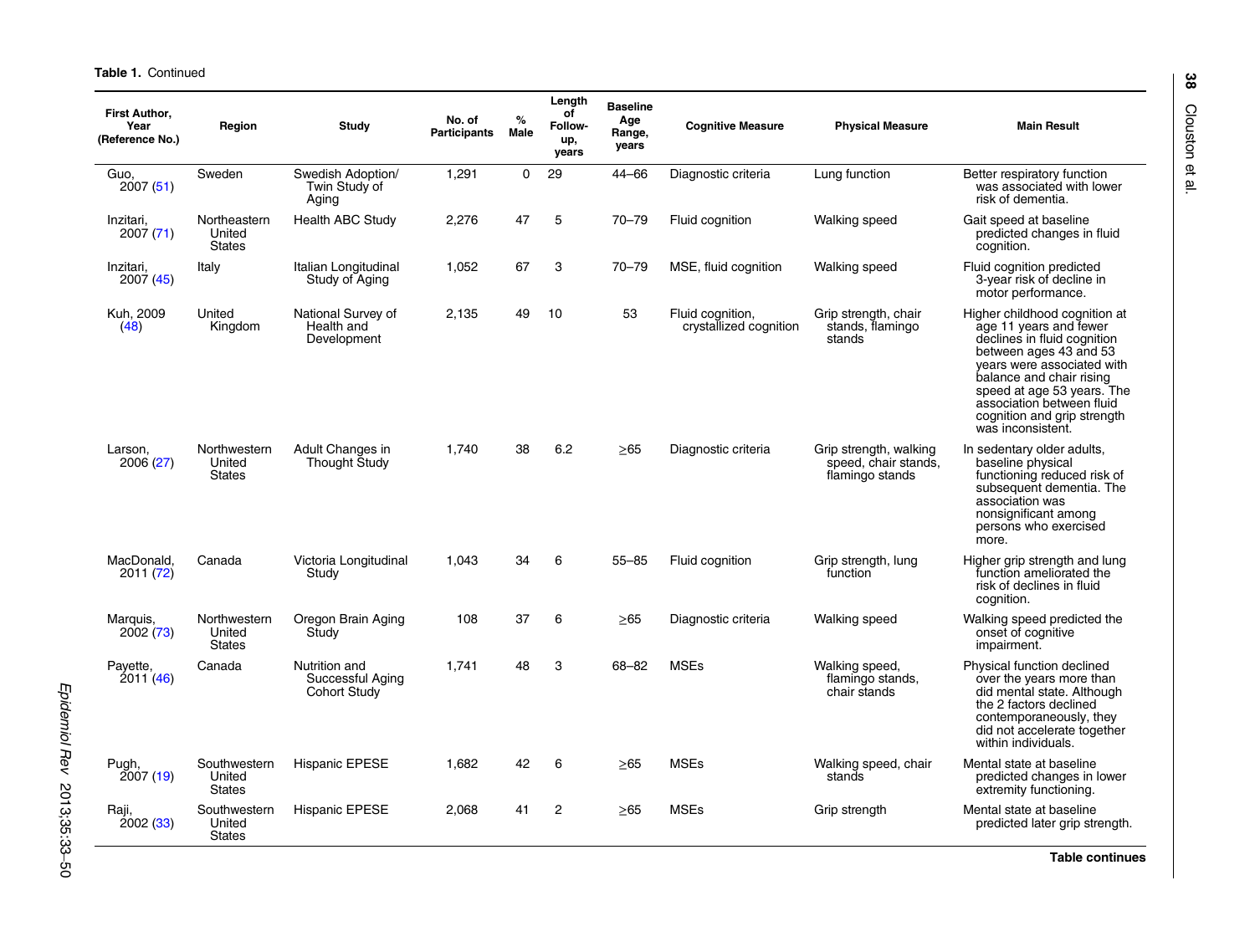**Table 1.** Continued

| First Author, Year (Reference No.) | Region | Study | No. of Participants | % Male | Length of Follow-up, years | Baseline Age Range, years | Cognitive Measure | Physical Measure | Main Result |
|---|---|---|---|---|---|---|---|---|---|
| Guo, 2007 (51) | Sweden | Swedish Adoption/ Twin Study of Aging | 1,291 | 0 | 29 | 44–66 | Diagnostic criteria | Lung function | Better respiratory function was associated with lower risk of dementia. |
| Inzitari, 2007 (71) | Northeastern United States | Health ABC Study | 2,276 | 47 | 5 | 70–79 | Fluid cognition | Walking speed | Gait speed at baseline predicted changes in fluid cognition. |
| Inzitari, 2007 (45) | Italy | Italian Longitudinal Study of Aging | 1,052 | 67 | 3 | 70–79 | MSE, fluid cognition | Walking speed | Fluid cognition predicted 3-year risk of decline in motor performance. |
| Kuh, 2009 (48) | United Kingdom | National Survey of Health and Development | 2,135 | 49 | 10 | 53 | Fluid cognition, crystallized cognition | Grip strength, chair stands, flamingo stands | Higher childhood cognition at age 11 years and fewer declines in fluid cognition between ages 43 and 53 years were associated with balance and chair rising speed at age 53 years. The association between fluid cognition and grip strength was inconsistent. |
| Larson, 2006 (27) | Northwestern United States | Adult Changes in Thought Study | 1,740 | 38 | 6.2 | ≥65 | Diagnostic criteria | Grip strength, walking speed, chair stands, flamingo stands | In sedentary older adults, baseline physical functioning reduced risk of subsequent dementia. The association was nonsignificant among persons who exercised more. |
| MacDonald, 2011 (72) | Canada | Victoria Longitudinal Study | 1,043 | 34 | 6 | 55–85 | Fluid cognition | Grip strength, lung function | Higher grip strength and lung function ameliorated the risk of declines in fluid cognition. |
| Marquis, 2002 (73) | Northwestern United States | Oregon Brain Aging Study | 108 | 37 | 6 | ≥65 | Diagnostic criteria | Walking speed | Walking speed predicted the onset of cognitive impairment. |
| Payette, 2011 (46) | Canada | Nutrition and Successful Aging Cohort Study | 1,741 | 48 | 3 | 68–82 | MSEs | Walking speed, flamingo stands, chair stands | Physical function declined over the years more than did mental state. Although the 2 factors declined contemporaneously, they did not accelerate together within individuals. |
| Pugh, 2007 (19) | Southwestern United States | Hispanic EPESE | 1,682 | 42 | 6 | ≥65 | MSEs | Walking speed, chair stands | Mental state at baseline predicted changes in lower extremity functioning. |
| Raji, 2002 (33) | Southwestern United States | Hispanic EPESE | 2,068 | 41 | 2 | ≥65 | MSEs | Grip strength | Mental state at baseline predicted later grip strength. |

Table continues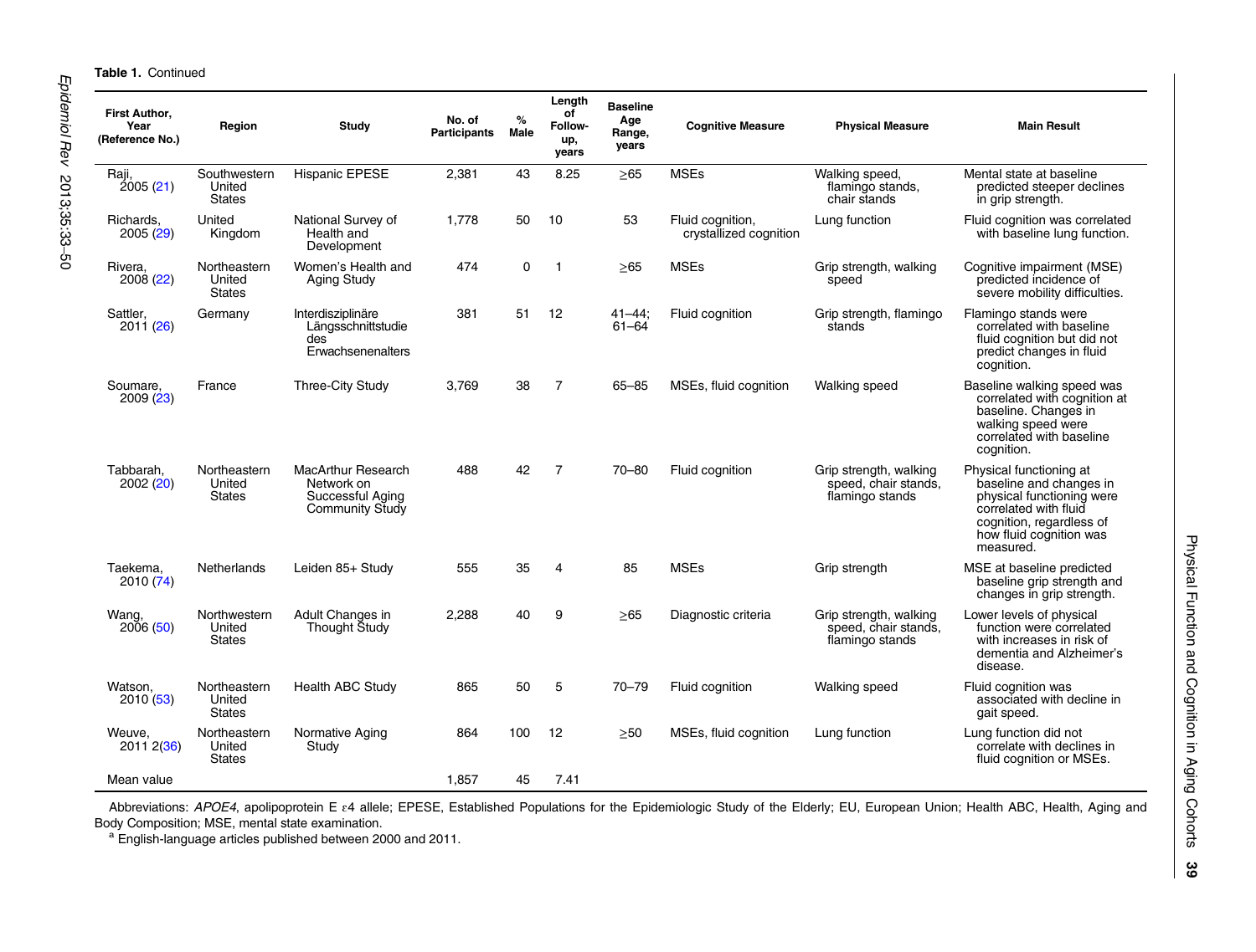**Table 1.** Continued

| First Author, Year (Reference No.) | Region | Study | No. of Participants | % Male | Length of Follow-up, years | Baseline Age Range, years | Cognitive Measure | Physical Measure | Main Result |
|---|---|---|---|---|---|---|---|---|---|
| Raji, 2005 (21) | Southwestern United States | Hispanic EPESE | 2,381 | 43 | 8.25 | ≥65 | MSEs | Walking speed, flamingo stands, chair stands | Mental state at baseline predicted steeper declines in grip strength. |
| Richards, 2005 (29) | United Kingdom | National Survey of Health and Development | 1,778 | 50 | 10 | 53 | Fluid cognition, crystallized cognition | Lung function | Fluid cognition was correlated with baseline lung function. |
| Rivera, 2008 (22) | Northeastern United States | Women's Health and Aging Study | 474 | 0 | 1 | ≥65 | MSEs | Grip strength, walking speed | Cognitive impairment (MSE) predicted incidence of severe mobility difficulties. |
| Sattler, 2011 (26) | Germany | Interdisziplinäre Längsschnittstudie des Erwachsenenalters | 381 | 51 | 12 | 41–44; 61–64 | Fluid cognition | Grip strength, flamingo stands | Flamingo stands were correlated with baseline fluid cognition but did not predict changes in fluid cognition. |
| Soumare, 2009 (23) | France | Three-City Study | 3,769 | 38 | 7 | 65–85 | MSEs, fluid cognition | Walking speed | Baseline walking speed was correlated with cognition at baseline. Changes in walking speed were correlated with baseline cognition. |
| Tabbarah, 2002 (20) | Northeastern United States | MacArthur Research Network on Successful Aging Community Study | 488 | 42 | 7 | 70–80 | Fluid cognition | Grip strength, walking speed, chair stands, flamingo stands | Physical functioning at baseline and changes in physical functioning were correlated with fluid cognition, regardless of how fluid cognition was measured. |
| Taekema, 2010 (74) | Netherlands | Leiden 85+ Study | 555 | 35 | 4 | 85 | MSEs | Grip strength | MSE at baseline predicted baseline grip strength and changes in grip strength. |
| Wang, 2006 (50) | Northwestern United States | Adult Changes in Thought Study | 2,288 | 40 | 9 | ≥65 | Diagnostic criteria | Grip strength, walking speed, chair stands, flamingo stands | Lower levels of physical function were correlated with increases in risk of dementia and Alzheimer's disease. |
| Watson, 2010 (53) | Northeastern United States | Health ABC Study | 865 | 50 | 5 | 70–79 | Fluid cognition | Walking speed | Fluid cognition was associated with decline in gait speed. |
| Weuve, 2011 2(36) | Northeastern United States | Normative Aging Study | 864 | 100 | 12 | ≥50 | MSEs, fluid cognition | Lung function | Lung function did not correlate with declines in fluid cognition or MSEs. |
| Mean value | | | 1,857 | 45 | 7.41 | | | | |

Abbreviations: *APOE4*, apolipoprotein E ε4 allele; EPESE, Established Populations for the Epidemiologic Study of the Elderly; EU, European Union; Health ABC, Health, Aging and Body Composition; MSE, mental state examination.

[a] English-language articles published between 2000 and 2011.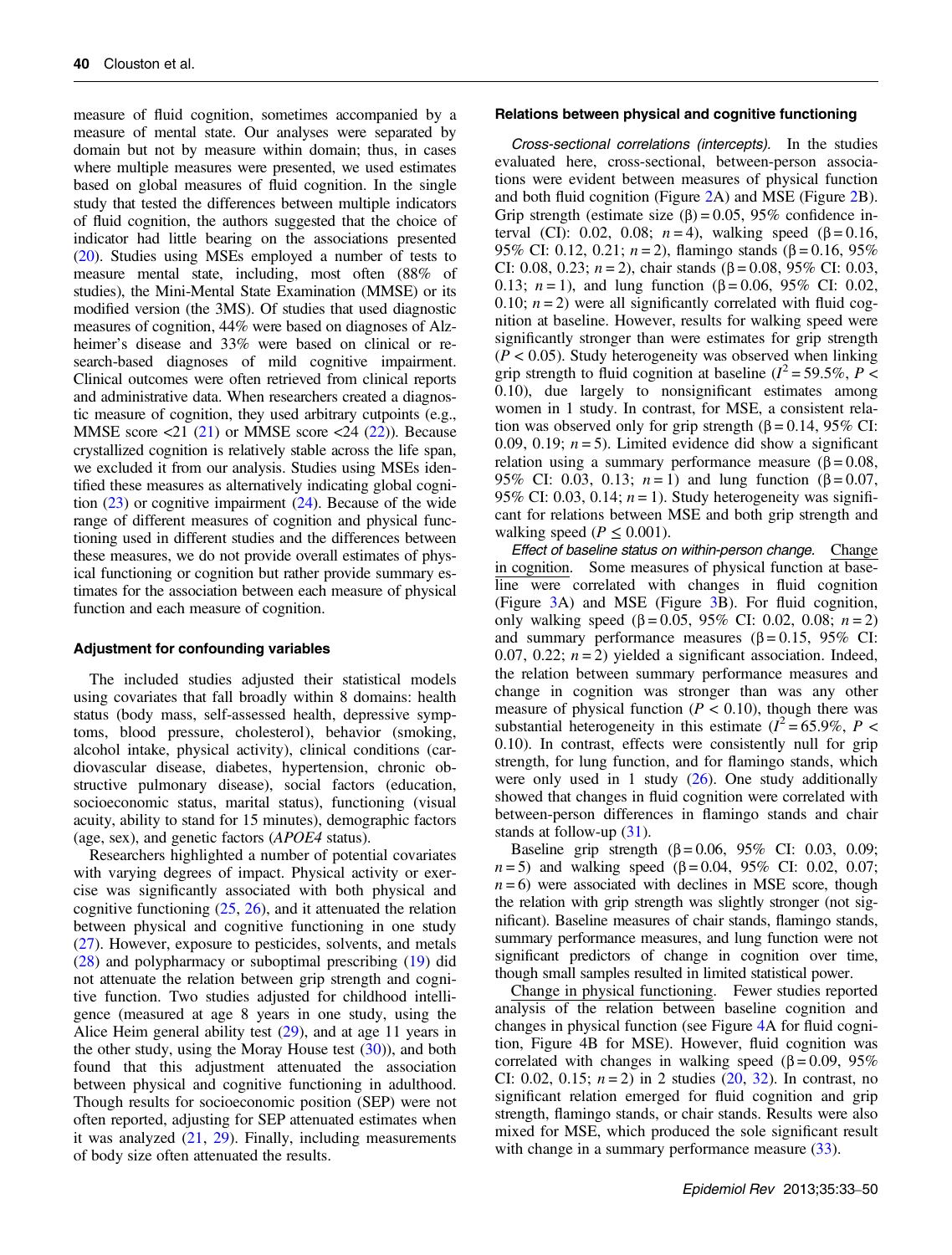measure of fluid cognition, sometimes accompanied by a measure of mental state. Our analyses were separated by domain but not by measure within domain; thus, in cases where multiple measures were presented, we used estimates based on global measures of fluid cognition. In the single study that tested the differences between multiple indicators of fluid cognition, the authors suggested that the choice of indicator had little bearing on the associations presented (20). Studies using MSEs employed a number of tests to measure mental state, including, most often (88% of studies), the Mini-Mental State Examination (MMSE) or its modified version (the 3MS). Of studies that used diagnostic measures of cognition, 44% were based on diagnoses of Alzheimer's disease and 33% were based on clinical or research-based diagnoses of mild cognitive impairment. Clinical outcomes were often retrieved from clinical reports and administrative data. When researchers created a diagnostic measure of cognition, they used arbitrary cutpoints (e.g., MMSE score <21 (21) or MMSE score <24 (22)). Because crystallized cognition is relatively stable across the life span, we excluded it from our analysis. Studies using MSEs identified these measures as alternatively indicating global cognition (23) or cognitive impairment (24). Because of the wide range of different measures of cognition and physical functioning used in different studies and the differences between these measures, we do not provide overall estimates of physical functioning or cognition but rather provide summary estimates for the association between each measure of physical function and each measure of cognition.

#### Adjustment for confounding variables

The included studies adjusted their statistical models using covariates that fall broadly within 8 domains: health status (body mass, self-assessed health, depressive symptoms, blood pressure, cholesterol), behavior (smoking, alcohol intake, physical activity), clinical conditions (cardiovascular disease, diabetes, hypertension, chronic obstructive pulmonary disease), social factors (education, socioeconomic status, marital status), functioning (visual acuity, ability to stand for 15 minutes), demographic factors (age, sex), and genetic factors (*APOE4* status).

Researchers highlighted a number of potential covariates with varying degrees of impact. Physical activity or exercise was significantly associated with both physical and cognitive functioning (25, 26), and it attenuated the relation between physical and cognitive functioning in one study (27). However, exposure to pesticides, solvents, and metals (28) and polypharmacy or suboptimal prescribing (19) did not attenuate the relation between grip strength and cognitive function. Two studies adjusted for childhood intelligence (measured at age 8 years in one study, using the Alice Heim general ability test (29), and at age 11 years in the other study, using the Moray House test (30)), and both found that this adjustment attenuated the association between physical and cognitive functioning in adulthood. Though results for socioeconomic position (SEP) were not often reported, adjusting for SEP attenuated estimates when it was analyzed (21, 29). Finally, including measurements of body size often attenuated the results.

#### Relations between physical and cognitive functioning

*Cross-sectional correlations (intercepts).* In the studies evaluated here, cross-sectional, between-person associations were evident between measures of physical function and both fluid cognition (Figure 2A) and MSE (Figure 2B). Grip strength (estimate size ($\beta$) = 0.05, 95% confidence interval (CI): 0.02, 0.08; $n = 4$), walking speed ($\beta = 0.16$, 95% CI: 0.12, 0.21; $n = 2$), flamingo stands ($\beta = 0.16$, 95% CI: 0.08, 0.23; $n = 2$), chair stands ($\beta = 0.08$, 95% CI: 0.03, 0.13; $n = 1$), and lung function ($\beta = 0.06$, 95% CI: 0.02, 0.10; $n = 2$) were all significantly correlated with fluid cognition at baseline. However, results for walking speed were significantly stronger than were estimates for grip strength ($P < 0.05$). Study heterogeneity was observed when linking grip strength to fluid cognition at baseline ($I^2 = 59.5\%$, $P < 0.10$), due largely to nonsignificant estimates among women in 1 study. In contrast, for MSE, a consistent relation was observed only for grip strength ($\beta = 0.14$, 95% CI: 0.09, 0.19; $n = 5$). Limited evidence did show a significant relation using a summary performance measure ($\beta = 0.08$, 95% CI: 0.03, 0.13; $n = 1$) and lung function ($\beta = 0.07$, 95% CI: 0.03, 0.14; $n = 1$). Study heterogeneity was significant for relations between MSE and both grip strength and walking speed ($P \leq 0.001$).

*Effect of baseline status on within-person change.* Change in cognition. Some measures of physical function at baseline were correlated with changes in fluid cognition (Figure 3A) and MSE (Figure 3B). For fluid cognition, only walking speed ($\beta = 0.05$, 95% CI: 0.02, 0.08; $n = 2$) and summary performance measures ($\beta = 0.15$, 95% CI: 0.07, 0.22; $n = 2$) yielded a significant association. Indeed, the relation between summary performance measures and change in cognition was stronger than was any other measure of physical function ($P < 0.10$), though there was substantial heterogeneity in this estimate ($I^2 = 65.9\%$, $P < 0.10$). In contrast, effects were consistently null for grip strength, for lung function, and for flamingo stands, which were only used in 1 study (26). One study additionally showed that changes in fluid cognition were correlated with between-person differences in flamingo stands and chair stands at follow-up (31).

Baseline grip strength ($\beta = 0.06$, 95% CI: 0.03, 0.09; $n = 5$) and walking speed ($\beta = 0.04$, 95% CI: 0.02, 0.07; $n = 6$) were associated with declines in MSE score, though the relation with grip strength was slightly stronger (not significant). Baseline measures of chair stands, flamingo stands, summary performance measures, and lung function were not significant predictors of change in cognition over time, though small samples resulted in limited statistical power.

Change in physical functioning. Fewer studies reported analysis of the relation between baseline cognition and changes in physical function (see Figure 4A for fluid cognition, Figure 4B for MSE). However, fluid cognition was correlated with changes in walking speed ($\beta = 0.09$, 95% CI: 0.02, 0.15; $n = 2$) in 2 studies (20, 32). In contrast, no significant relation emerged for fluid cognition and grip strength, flamingo stands, or chair stands. Results were also mixed for MSE, which produced the sole significant result with change in a summary performance measure (33).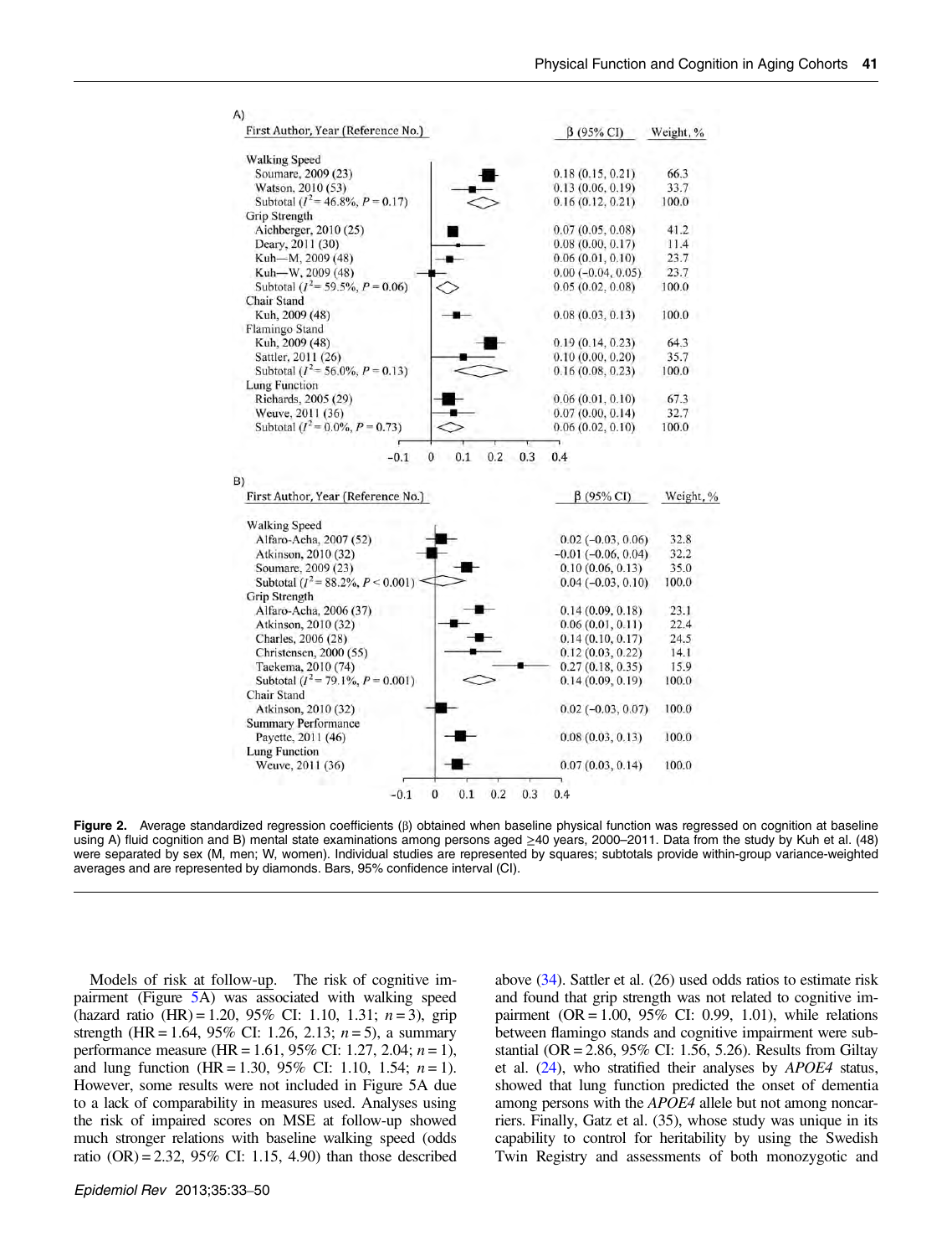A)

| First Author, Year (Reference No.) | β (95% CI) | Weight, % |
|---|---|---|
| **Walking Speed** | | |
| Soumare, 2009 (23) | 0.18 (0.15, 0.21) | 66.3 |
| Watson, 2010 (53) | 0.13 (0.06, 0.19) | 33.7 |
| Subtotal ($I^2$ = 46.8%, $P$ = 0.17) | 0.16 (0.12, 0.21) | 100.0 |
| **Grip Strength** | | |
| Aichberger, 2010 (25) | 0.07 (0.05, 0.08) | 41.2 |
| Deary, 2011 (30) | 0.08 (0.00, 0.17) | 11.4 |
| Kuh—M, 2009 (48) | 0.06 (0.01, 0.10) | 23.7 |
| Kuh—W, 2009 (48) | 0.00 (−0.04, 0.05) | 23.7 |
| Subtotal ($I^2$ = 59.5%, $P$ = 0.06) | 0.05 (0.02, 0.08) | 100.0 |
| **Chair Stand** | | |
| Kuh, 2009 (48) | 0.08 (0.03, 0.13) | 100.0 |
| **Flamingo Stand** | | |
| Kuh, 2009 (48) | 0.19 (0.14, 0.23) | 64.3 |
| Sattler, 2011 (26) | 0.10 (0.00, 0.20) | 35.7 |
| Subtotal ($I^2$ = 56.0%, $P$ = 0.13) | 0.16 (0.08, 0.23) | 100.0 |
| **Lung Function** | | |
| Richards, 2005 (29) | 0.06 (0.01, 0.10) | 67.3 |
| Weuve, 2011 (36) | 0.07 (0.00, 0.14) | 32.7 |
| Subtotal ($I^2$ = 0.0%, $P$ = 0.73) | 0.06 (0.02, 0.10) | 100.0 |

B)

| First Author, Year (Reference No.) | β (95% CI) | Weight, % |
|---|---|---|
| **Walking Speed** | | |
| Alfaro-Acha, 2007 (52) | 0.02 (−0.03, 0.06) | 32.8 |
| Atkinson, 2010 (32) | −0.01 (−0.06, 0.04) | 32.2 |
| Soumare, 2009 (23) | 0.10 (0.06, 0.13) | 35.0 |
| Subtotal ($I^2$ = 88.2%, $P$ < 0.001) | 0.04 (−0.03, 0.10) | 100.0 |
| **Grip Strength** | | |
| Alfaro-Acha, 2006 (37) | 0.14 (0.09, 0.18) | 23.1 |
| Atkinson, 2010 (32) | 0.06 (0.01, 0.11) | 22.4 |
| Charles, 2006 (28) | 0.14 (0.10, 0.17) | 24.5 |
| Christensen, 2000 (55) | 0.12 (0.03, 0.22) | 14.1 |
| Taekema, 2010 (74) | 0.27 (0.18, 0.35) | 15.9 |
| Subtotal ($I^2$ = 79.1%, $P$ = 0.001) | 0.14 (0.09, 0.19) | 100.0 |
| **Chair Stand** | | |
| Atkinson, 2010 (32) | 0.02 (−0.03, 0.07) | 100.0 |
| **Summary Performance** | | |
| Payette, 2011 (46) | 0.08 (0.03, 0.13) | 100.0 |
| **Lung Function** | | |
| Weuve, 2011 (36) | 0.07 (0.03, 0.14) | 100.0 |

**Figure 2.** Average standardized regression coefficients (β) obtained when baseline physical function was regressed on cognition at baseline using A) fluid cognition and B) mental state examinations among persons aged ≥40 years, 2000–2011. Data from the study by Kuh et al. (48) were separated by sex (M, men; W, women). Individual studies are represented by squares; subtotals provide within-group variance-weighted averages and are represented by diamonds. Bars, 95% confidence interval (CI).

Models of risk at follow-up. The risk of cognitive impairment (Figure 5A) was associated with walking speed (hazard ratio (HR) = 1.20, 95% CI: 1.10, 1.31; $n$ = 3), grip strength (HR = 1.64, 95% CI: 1.26, 2.13; $n$ = 5), a summary performance measure (HR = 1.61, 95% CI: 1.27, 2.04; $n$ = 1), and lung function (HR = 1.30, 95% CI: 1.10, 1.54; $n$ = 1). However, some results were not included in Figure 5A due to a lack of comparability in measures used. Analyses using the risk of impaired scores on MSE at follow-up showed much stronger relations with baseline walking speed (odds ratio (OR) = 2.32, 95% CI: 1.15, 4.90) than those described above (34). Sattler et al. (26) used odds ratios to estimate risk and found that grip strength was not related to cognitive impairment (OR = 1.00, 95% CI: 0.99, 1.01), while relations between flamingo stands and cognitive impairment were substantial (OR = 2.86, 95% CI: 1.56, 5.26). Results from Giltay et al. (24), who stratified their analyses by *APOE4* status, showed that lung function predicted the onset of dementia among persons with the *APOE4* allele but not among noncarriers. Finally, Gatz et al. (35), whose study was unique in its capability to control for heritability by using the Swedish Twin Registry and assessments of both monozygotic and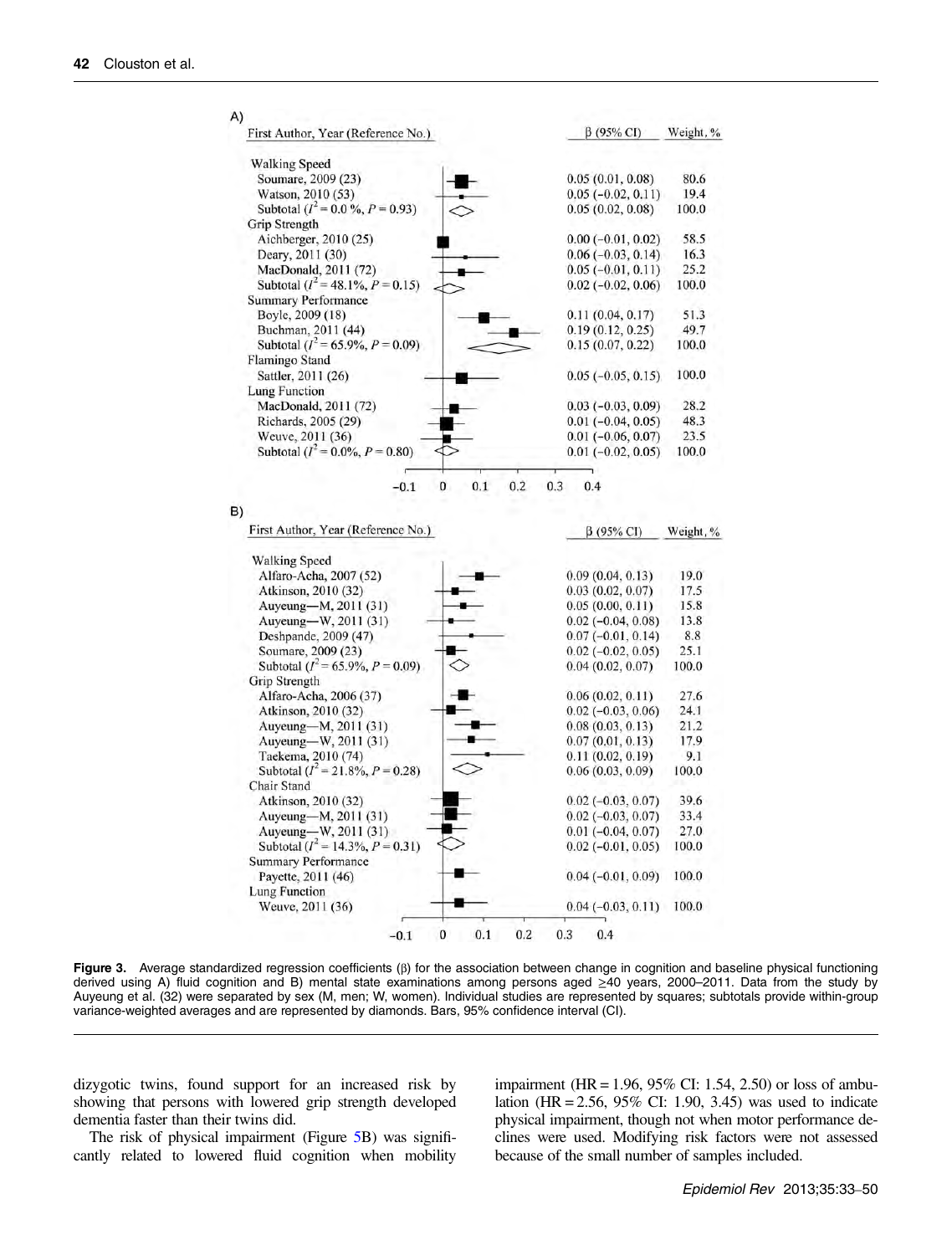A)

| First Author, Year (Reference No.) | β (95% CI) | Weight, % |
|---|---|---|
| **Walking Speed** | | |
| Soumare, 2009 (23) | 0.05 (0.01, 0.08) | 80.6 |
| Watson, 2010 (53) | 0.05 (−0.02, 0.11) | 19.4 |
| Subtotal ($I^2$ = 0.0 %, $P$ = 0.93) | 0.05 (0.02, 0.08) | 100.0 |
| **Grip Strength** | | |
| Aichberger, 2010 (25) | 0.00 (−0.01, 0.02) | 58.5 |
| Deary, 2011 (30) | 0.06 (−0.03, 0.14) | 16.3 |
| MacDonald, 2011 (72) | 0.05 (−0.01, 0.11) | 25.2 |
| Subtotal ($I^2$ = 48.1%, $P$ = 0.15) | 0.02 (−0.02, 0.06) | 100.0 |
| **Summary Performance** | | |
| Boyle, 2009 (18) | 0.11 (0.04, 0.17) | 51.3 |
| Buchman, 2011 (44) | 0.19 (0.12, 0.25) | 49.7 |
| Subtotal ($I^2$ = 65.9%, $P$ = 0.09) | 0.15 (0.07, 0.22) | 100.0 |
| **Flamingo Stand** | | |
| Sattler, 2011 (26) | 0.05 (−0.05, 0.15) | 100.0 |
| **Lung Function** | | |
| MacDonald, 2011 (72) | 0.03 (−0.03, 0.09) | 28.2 |
| Richards, 2005 (29) | 0.01 (−0.04, 0.05) | 48.3 |
| Weuve, 2011 (36) | 0.01 (−0.06, 0.07) | 23.5 |
| Subtotal ($I^2$ = 0.0%, $P$ = 0.80) | 0.01 (−0.02, 0.05) | 100.0 |

B)

| First Author, Year (Reference No.) | β (95% CI) | Weight, % |
|---|---|---|
| **Walking Speed** | | |
| Alfaro-Acha, 2007 (52) | 0.09 (0.04, 0.13) | 19.0 |
| Atkinson, 2010 (32) | 0.03 (0.02, 0.07) | 17.5 |
| Auyeung—M, 2011 (31) | 0.05 (0.00, 0.11) | 15.8 |
| Auyeung—W, 2011 (31) | 0.02 (−0.04, 0.08) | 13.8 |
| Deshpande, 2009 (47) | 0.07 (−0.01, 0.14) | 8.8 |
| Soumare, 2009 (23) | 0.02 (−0.02, 0.05) | 25.1 |
| Subtotal ($I^2$ = 65.9%, $P$ = 0.09) | 0.04 (0.02, 0.07) | 100.0 |
| **Grip Strength** | | |
| Alfaro-Acha, 2006 (37) | 0.06 (0.02, 0.11) | 27.6 |
| Atkinson, 2010 (32) | 0.02 (−0.03, 0.06) | 24.1 |
| Auyeung—M, 2011 (31) | 0.08 (0.03, 0.13) | 21.2 |
| Auyeung—W, 2011 (31) | 0.07 (0.01, 0.13) | 17.9 |
| Taekema, 2010 (74) | 0.11 (0.02, 0.19) | 9.1 |
| Subtotal ($I^2$ = 21.8%, $P$ = 0.28) | 0.06 (0.03, 0.09) | 100.0 |
| **Chair Stand** | | |
| Atkinson, 2010 (32) | 0.02 (−0.03, 0.07) | 39.6 |
| Auyeung—M, 2011 (31) | 0.02 (−0.03, 0.07) | 33.4 |
| Auyeung—W, 2011 (31) | 0.01 (−0.04, 0.07) | 27.0 |
| Subtotal ($I^2$ = 14.3%, $P$ = 0.31) | 0.02 (−0.01, 0.05) | 100.0 |
| **Summary Performance** | | |
| Payette, 2011 (46) | 0.04 (−0.01, 0.09) | 100.0 |
| **Lung Function** | | |
| Weuve, 2011 (36) | 0.04 (−0.03, 0.11) | 100.0 |

**Figure 3.** Average standardized regression coefficients (β) for the association between change in cognition and baseline physical functioning derived using A) fluid cognition and B) mental state examinations among persons aged ≥40 years, 2000–2011. Data from the study by Auyeung et al. (32) were separated by sex (M, men; W, women). Individual studies are represented by squares; subtotals provide within-group variance-weighted averages and are represented by diamonds. Bars, 95% confidence interval (CI).

dizygotic twins, found support for an increased risk by showing that persons with lowered grip strength developed dementia faster than their twins did.

The risk of physical impairment (Figure 5B) was significantly related to lowered fluid cognition when mobility impairment (HR = 1.96, 95% CI: 1.54, 2.50) or loss of ambulation (HR = 2.56, 95% CI: 1.90, 3.45) was used to indicate physical impairment, though not when motor performance declines were used. Modifying risk factors were not assessed because of the small number of samples included.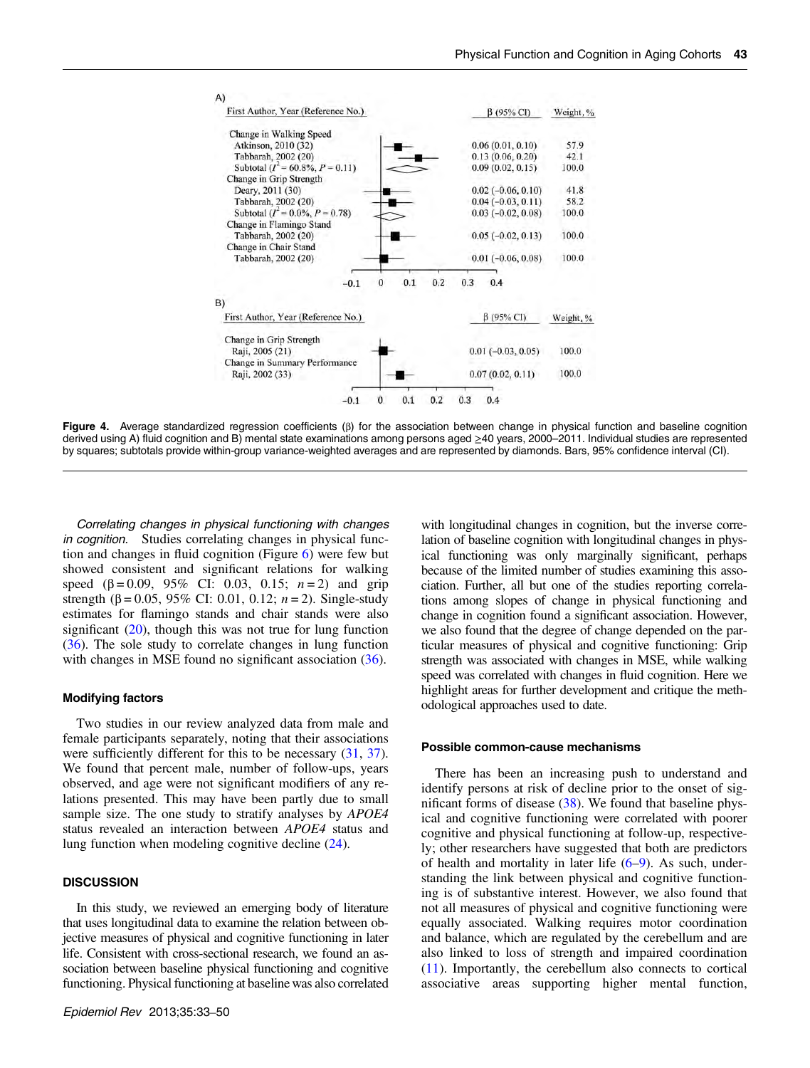A)

| First Author, Year (Reference No.) | β (95% CI) | Weight, % |
|---|---|---|
| Change in Walking Speed | | |
| Atkinson, 2010 (32) | 0.06 (0.01, 0.10) | 57.9 |
| Tabbarah, 2002 (20) | 0.13 (0.06, 0.20) | 42.1 |
| Subtotal ($I^2$ = 60.8%, $P$ = 0.11) | 0.09 (0.02, 0.15) | 100.0 |
| Change in Grip Strength | | |
| Deary, 2011 (30) | 0.02 (−0.06, 0.10) | 41.8 |
| Tabbarah, 2002 (20) | 0.04 (−0.03, 0.11) | 58.2 |
| Subtotal ($I^2$ = 0.0%, $P$ = 0.78) | 0.03 (−0.02, 0.08) | 100.0 |
| Change in Flamingo Stand | | |
| Tabbarah, 2002 (20) | 0.05 (−0.02, 0.13) | 100.0 |
| Change in Chair Stand | | |
| Tabbarah, 2002 (20) | 0.01 (−0.06, 0.08) | 100.0 |

B)

| First Author, Year (Reference No.) | β (95% CI) | Weight, % |
|---|---|---|
| Change in Grip Strength | | |
| Raji, 2005 (21) | 0.01 (−0.03, 0.05) | 100.0 |
| Change in Summary Performance | | |
| Raji, 2002 (33) | 0.07 (0.02, 0.11) | 100.0 |

**Figure 4.** Average standardized regression coefficients (β) for the association between change in physical function and baseline cognition derived using A) fluid cognition and B) mental state examinations among persons aged ≥40 years, 2000–2011. Individual studies are represented by squares; subtotals provide within-group variance-weighted averages and are represented by diamonds. Bars, 95% confidence interval (CI).

*Correlating changes in physical functioning with changes in cognition.* Studies correlating changes in physical function and changes in fluid cognition (Figure 6) were few but showed consistent and significant relations for walking speed (β = 0.09, 95% CI: 0.03, 0.15; $n$ = 2) and grip strength (β = 0.05, 95% CI: 0.01, 0.12; $n$ = 2). Single-study estimates for flamingo stands and chair stands were also significant (20), though this was not true for lung function (36). The sole study to correlate changes in lung function with changes in MSE found no significant association (36).

### Modifying factors

Two studies in our review analyzed data from male and female participants separately, noting that their associations were sufficiently different for this to be necessary (31, 37). We found that percent male, number of follow-ups, years observed, and age were not significant modifiers of any relations presented. This may have been partly due to small sample size. The one study to stratify analyses by *APOE4* status revealed an interaction between *APOE4* status and lung function when modeling cognitive decline (24).

## DISCUSSION

In this study, we reviewed an emerging body of literature that uses longitudinal data to examine the relation between objective measures of physical and cognitive functioning in later life. Consistent with cross-sectional research, we found an association between baseline physical functioning and cognitive functioning. Physical functioning at baseline was also correlated with longitudinal changes in cognition, but the inverse correlation of baseline cognition with longitudinal changes in physical functioning was only marginally significant, perhaps because of the limited number of studies examining this association. Further, all but one of the studies reporting correlations among slopes of change in physical functioning and change in cognition found a significant association. However, we also found that the degree of change depended on the particular measures of physical and cognitive functioning: Grip strength was associated with changes in MSE, while walking speed was correlated with changes in fluid cognition. Here we highlight areas for further development and critique the methodological approaches used to date.

### Possible common-cause mechanisms

There has been an increasing push to understand and identify persons at risk of decline prior to the onset of significant forms of disease (38). We found that baseline physical and cognitive functioning were correlated with poorer cognitive and physical functioning at follow-up, respectively; other researchers have suggested that both are predictors of health and mortality in later life (6–9). As such, understanding the link between physical and cognitive functioning is of substantive interest. However, we also found that not all measures of physical and cognitive functioning were equally associated. Walking requires motor coordination and balance, which are regulated by the cerebellum and are also linked to loss of strength and impaired coordination (11). Importantly, the cerebellum also connects to cortical associative areas supporting higher mental function,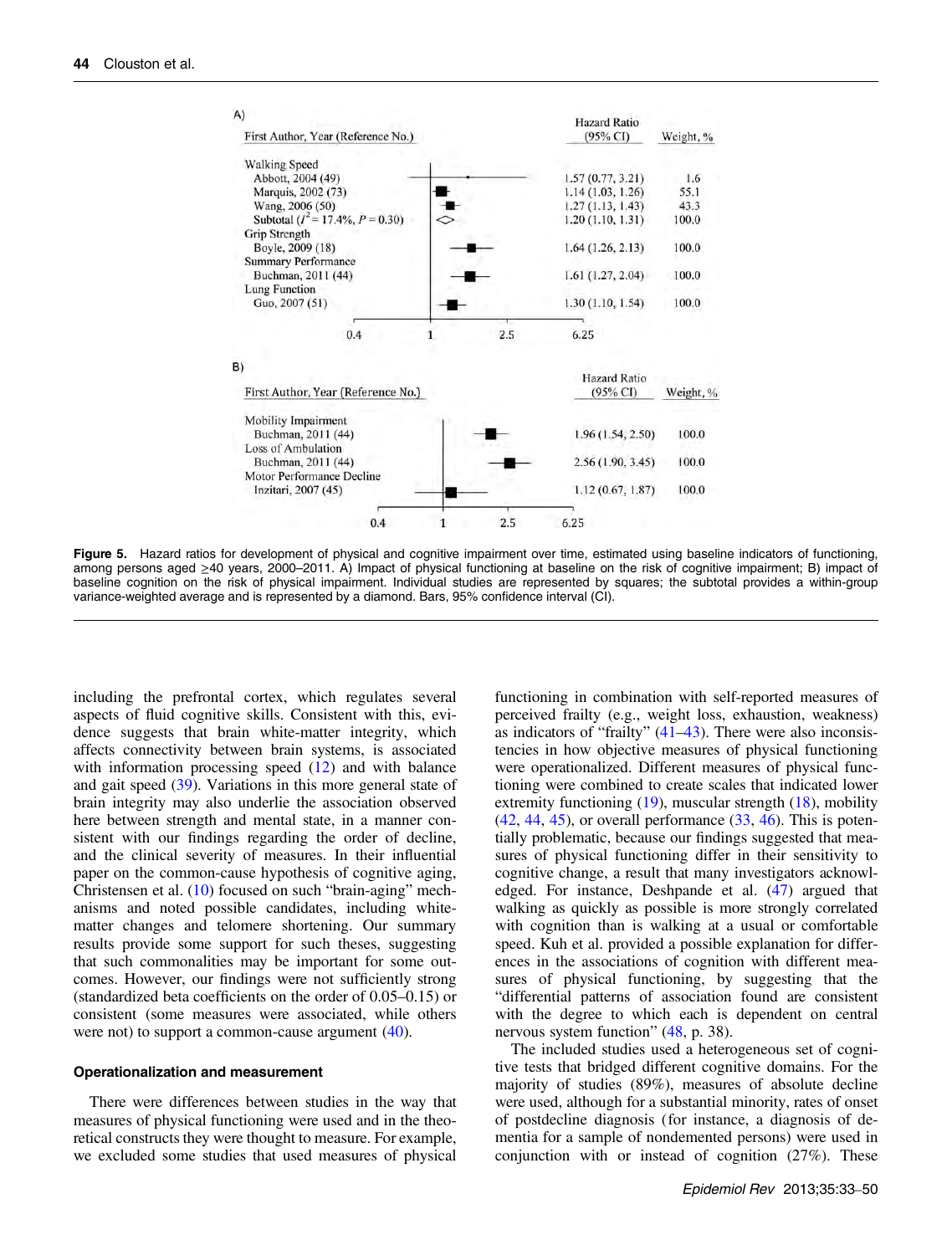A)

| First Author, Year (Reference No.) | Hazard Ratio (95% CI) | Weight, % |
|---|---|---|
| Walking Speed | | |
| Abbott, 2004 (49) | 1.57 (0.77, 3.21) | 1.6 |
| Marquis, 2002 (73) | 1.14 (1.03, 1.26) | 55.1 |
| Wang, 2006 (50) | 1.27 (1.13, 1.43) | 43.3 |
| Subtotal ($I^2$ = 17.4%, $P$ = 0.30) | 1.20 (1.10, 1.31) | 100.0 |
| Grip Strength | | |
| Boyle, 2009 (18) | 1.64 (1.26, 2.13) | 100.0 |
| Summary Performance | | |
| Buchman, 2011 (44) | 1.61 (1.27, 2.04) | 100.0 |
| Lung Function | | |
| Guo, 2007 (51) | 1.30 (1.10, 1.54) | 100.0 |

B)

| First Author, Year (Reference No.) | Hazard Ratio (95% CI) | Weight, % |
|---|---|---|
| Mobility Impairment | | |
| Buchman, 2011 (44) | 1.96 (1.54, 2.50) | 100.0 |
| Loss of Ambulation | | |
| Buchman, 2011 (44) | 2.56 (1.90, 3.45) | 100.0 |
| Motor Performance Decline | | |
| Inzitari, 2007 (45) | 1.12 (0.67, 1.87) | 100.0 |

**Figure 5.** Hazard ratios for development of physical and cognitive impairment over time, estimated using baseline indicators of functioning, among persons aged ≥40 years, 2000–2011. A) Impact of physical functioning at baseline on the risk of cognitive impairment; B) impact of baseline cognition on the risk of physical impairment. Individual studies are represented by squares; the subtotal provides a within-group variance-weighted average and is represented by a diamond. Bars, 95% confidence interval (CI).

including the prefrontal cortex, which regulates several aspects of fluid cognitive skills. Consistent with this, evidence suggests that brain white-matter integrity, which affects connectivity between brain systems, is associated with information processing speed (12) and with balance and gait speed (39). Variations in this more general state of brain integrity may also underlie the association observed here between strength and mental state, in a manner consistent with our findings regarding the order of decline, and the clinical severity of measures. In their influential paper on the common-cause hypothesis of cognitive aging, Christensen et al. (10) focused on such "brain-aging" mechanisms and noted possible candidates, including white-matter changes and telomere shortening. Our summary results provide some support for such theses, suggesting that such commonalities may be important for some outcomes. However, our findings were not sufficiently strong (standardized beta coefficients on the order of 0.05–0.15) or consistent (some measures were associated, while others were not) to support a common-cause argument (40).

#### Operationalization and measurement

There were differences between studies in the way that measures of physical functioning were used and in the theoretical constructs they were thought to measure. For example, we excluded some studies that used measures of physical functioning in combination with self-reported measures of perceived frailty (e.g., weight loss, exhaustion, weakness) as indicators of "frailty" (41–43). There were also inconsistencies in how objective measures of physical functioning were operationalized. Different measures of physical functioning were combined to create scales that indicated lower extremity functioning (19), muscular strength (18), mobility (42, 44, 45), or overall performance (33, 46). This is potentially problematic, because our findings suggested that measures of physical functioning differ in their sensitivity to cognitive change, a result that many investigators acknowledged. For instance, Deshpande et al. (47) argued that walking as quickly as possible is more strongly correlated with cognition than is walking at a usual or comfortable speed. Kuh et al. provided a possible explanation for differences in the associations of cognition with different measures of physical functioning, by suggesting that the "differential patterns of association found are consistent with the degree to which each is dependent on central nervous system function" (48, p. 38).

The included studies used a heterogeneous set of cognitive tests that bridged different cognitive domains. For the majority of studies (89%), measures of absolute decline were used, although for a substantial minority, rates of onset of postdecline diagnosis (for instance, a diagnosis of dementia for a sample of nondemented persons) were used in conjunction with or instead of cognition (27%). These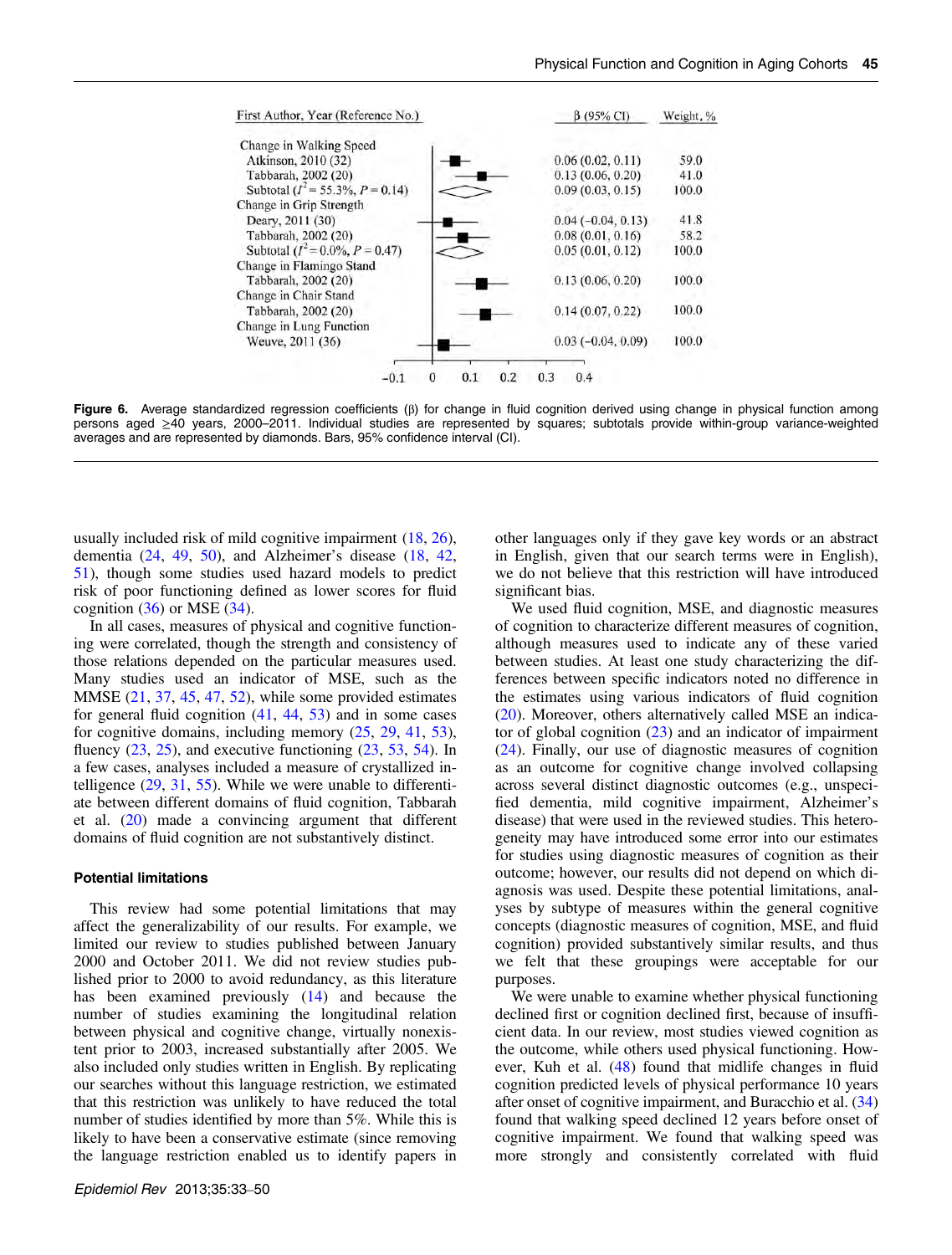| First Author, Year (Reference No.) | β (95% CI) | Weight, % |
|---|---|---|
| Change in Walking Speed | | |
| Atkinson, 2010 (32) | 0.06 (0.02, 0.11) | 59.0 |
| Tabbarah, 2002 (20) | 0.13 (0.06, 0.20) | 41.0 |
| Subtotal ($I^2$ = 55.3%, $P$ = 0.14) | 0.09 (0.03, 0.15) | 100.0 |
| Change in Grip Strength | | |
| Deary, 2011 (30) | 0.04 (−0.04, 0.13) | 41.8 |
| Tabbarah, 2002 (20) | 0.08 (0.01, 0.16) | 58.2 |
| Subtotal ($I^2$ = 0.0%, $P$ = 0.47) | 0.05 (0.01, 0.12) | 100.0 |
| Change in Flamingo Stand | | |
| Tabbarah, 2002 (20) | 0.13 (0.06, 0.20) | 100.0 |
| Change in Chair Stand | | |
| Tabbarah, 2002 (20) | 0.14 (0.07, 0.22) | 100.0 |
| Change in Lung Function | | |
| Weuve, 2011 (36) | 0.03 (−0.04, 0.09) | 100.0 |

**Figure 6.** Average standardized regression coefficients (β) for change in fluid cognition derived using change in physical function among persons aged ≥40 years, 2000–2011. Individual studies are represented by squares; subtotals provide within-group variance-weighted averages and are represented by diamonds. Bars, 95% confidence interval (CI).

usually included risk of mild cognitive impairment (18, 26), dementia (24, 49, 50), and Alzheimer's disease (18, 42, 51), though some studies used hazard models to predict risk of poor functioning defined as lower scores for fluid cognition (36) or MSE (34).

In all cases, measures of physical and cognitive functioning were correlated, though the strength and consistency of those relations depended on the particular measures used. Many studies used an indicator of MSE, such as the MMSE (21, 37, 45, 47, 52), while some provided estimates for general fluid cognition (41, 44, 53) and in some cases for cognitive domains, including memory (25, 29, 41, 53), fluency (23, 25), and executive functioning (23, 53, 54). In a few cases, analyses included a measure of crystallized intelligence (29, 31, 55). While we were unable to differentiate between different domains of fluid cognition, Tabbarah et al. (20) made a convincing argument that different domains of fluid cognition are not substantively distinct.

### Potential limitations

This review had some potential limitations that may affect the generalizability of our results. For example, we limited our review to studies published between January 2000 and October 2011. We did not review studies published prior to 2000 to avoid redundancy, as this literature has been examined previously (14) and because the number of studies examining the longitudinal relation between physical and cognitive change, virtually nonexistent prior to 2003, increased substantially after 2005. We also included only studies written in English. By replicating our searches without this language restriction, we estimated that this restriction was unlikely to have reduced the total number of studies identified by more than 5%. While this is likely to have been a conservative estimate (since removing the language restriction enabled us to identify papers in other languages only if they gave key words or an abstract in English, given that our search terms were in English), we do not believe that this restriction will have introduced significant bias.

We used fluid cognition, MSE, and diagnostic measures of cognition to characterize different measures of cognition, although measures used to indicate any of these varied between studies. At least one study characterizing the differences between specific indicators noted no difference in the estimates using various indicators of fluid cognition (20). Moreover, others alternatively called MSE an indicator of global cognition (23) and an indicator of impairment (24). Finally, our use of diagnostic measures of cognition as an outcome for cognitive change involved collapsing across several distinct diagnostic outcomes (e.g., unspecified dementia, mild cognitive impairment, Alzheimer's disease) that were used in the reviewed studies. This heterogeneity may have introduced some error into our estimates for studies using diagnostic measures of cognition as their outcome; however, our results did not depend on which diagnosis was used. Despite these potential limitations, analyses by subtype of measures within the general cognitive concepts (diagnostic measures of cognition, MSE, and fluid cognition) provided substantively similar results, and thus we felt that these groupings were acceptable for our purposes.

We were unable to examine whether physical functioning declined first or cognition declined first, because of insufficient data. In our review, most studies viewed cognition as the outcome, while others used physical functioning. However, Kuh et al. (48) found that midlife changes in fluid cognition predicted levels of physical performance 10 years after onset of cognitive impairment, and Buracchio et al. (34) found that walking speed declined 12 years before onset of cognitive impairment. We found that walking speed was more strongly and consistently correlated with fluid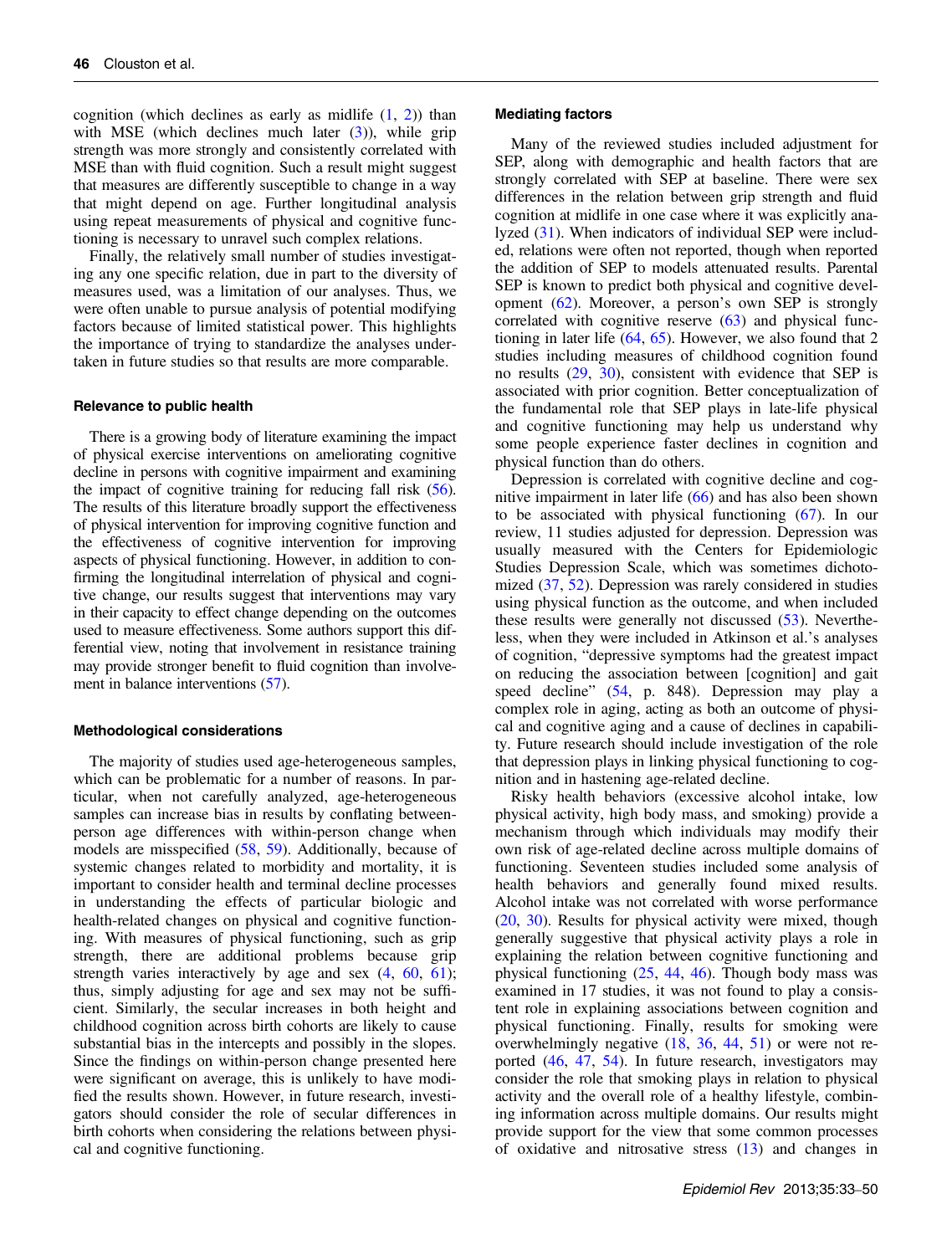cognition (which declines as early as midlife (1, 2)) than with MSE (which declines much later (3)), while grip strength was more strongly and consistently correlated with MSE than with fluid cognition. Such a result might suggest that measures are differently susceptible to change in a way that might depend on age. Further longitudinal analysis using repeat measurements of physical and cognitive functioning is necessary to unravel such complex relations.

Finally, the relatively small number of studies investigating any one specific relation, due in part to the diversity of measures used, was a limitation of our analyses. Thus, we were often unable to pursue analysis of potential modifying factors because of limited statistical power. This highlights the importance of trying to standardize the analyses undertaken in future studies so that results are more comparable.

#### Relevance to public health

There is a growing body of literature examining the impact of physical exercise interventions on ameliorating cognitive decline in persons with cognitive impairment and examining the impact of cognitive training for reducing fall risk (56). The results of this literature broadly support the effectiveness of physical intervention for improving cognitive function and the effectiveness of cognitive intervention for improving aspects of physical functioning. However, in addition to confirming the longitudinal interrelation of physical and cognitive change, our results suggest that interventions may vary in their capacity to effect change depending on the outcomes used to measure effectiveness. Some authors support this differential view, noting that involvement in resistance training may provide stronger benefit to fluid cognition than involvement in balance interventions (57).

#### Methodological considerations

The majority of studies used age-heterogeneous samples, which can be problematic for a number of reasons. In particular, when not carefully analyzed, age-heterogeneous samples can increase bias in results by conflating between-person age differences with within-person change when models are misspecified (58, 59). Additionally, because of systemic changes related to morbidity and mortality, it is important to consider health and terminal decline processes in understanding the effects of particular biologic and health-related changes on physical and cognitive functioning. With measures of physical functioning, such as grip strength, there are additional problems because grip strength varies interactively by age and sex (4, 60, 61); thus, simply adjusting for age and sex may not be sufficient. Similarly, the secular increases in both height and childhood cognition across birth cohorts are likely to cause substantial bias in the intercepts and possibly in the slopes. Since the findings on within-person change presented here were significant on average, this is unlikely to have modified the results shown. However, in future research, investigators should consider the role of secular differences in birth cohorts when considering the relations between physical and cognitive functioning.

#### Mediating factors

Many of the reviewed studies included adjustment for SEP, along with demographic and health factors that are strongly correlated with SEP at baseline. There were sex differences in the relation between grip strength and fluid cognition at midlife in one case where it was explicitly analyzed (31). When indicators of individual SEP were included, relations were often not reported, though when reported the addition of SEP to models attenuated results. Parental SEP is known to predict both physical and cognitive development (62). Moreover, a person's own SEP is strongly correlated with cognitive reserve (63) and physical functioning in later life (64, 65). However, we also found that 2 studies including measures of childhood cognition found no results (29, 30), consistent with evidence that SEP is associated with prior cognition. Better conceptualization of the fundamental role that SEP plays in late-life physical and cognitive functioning may help us understand why some people experience faster declines in cognition and physical function than do others.

Depression is correlated with cognitive decline and cognitive impairment in later life (66) and has also been shown to be associated with physical functioning (67). In our review, 11 studies adjusted for depression. Depression was usually measured with the Centers for Epidemiologic Studies Depression Scale, which was sometimes dichotomized (37, 52). Depression was rarely considered in studies using physical function as the outcome, and when included these results were generally not discussed (53). Nevertheless, when they were included in Atkinson et al.'s analyses of cognition, "depressive symptoms had the greatest impact on reducing the association between [cognition] and gait speed decline" (54, p. 848). Depression may play a complex role in aging, acting as both an outcome of physical and cognitive aging and a cause of declines in capability. Future research should include investigation of the role that depression plays in linking physical functioning to cognition and in hastening age-related decline.

Risky health behaviors (excessive alcohol intake, low physical activity, high body mass, and smoking) provide a mechanism through which individuals may modify their own risk of age-related decline across multiple domains of functioning. Seventeen studies included some analysis of health behaviors and generally found mixed results. Alcohol intake was not correlated with worse performance (20, 30). Results for physical activity were mixed, though generally suggestive that physical activity plays a role in explaining the relation between cognitive functioning and physical functioning (25, 44, 46). Though body mass was examined in 17 studies, it was not found to play a consistent role in explaining associations between cognition and physical functioning. Finally, results for smoking were overwhelmingly negative (18, 36, 44, 51) or were not reported (46, 47, 54). In future research, investigators may consider the role that smoking plays in relation to physical activity and the overall role of a healthy lifestyle, combining information across multiple domains. Our results might provide support for the view that some common processes of oxidative and nitrosative stress (13) and changes in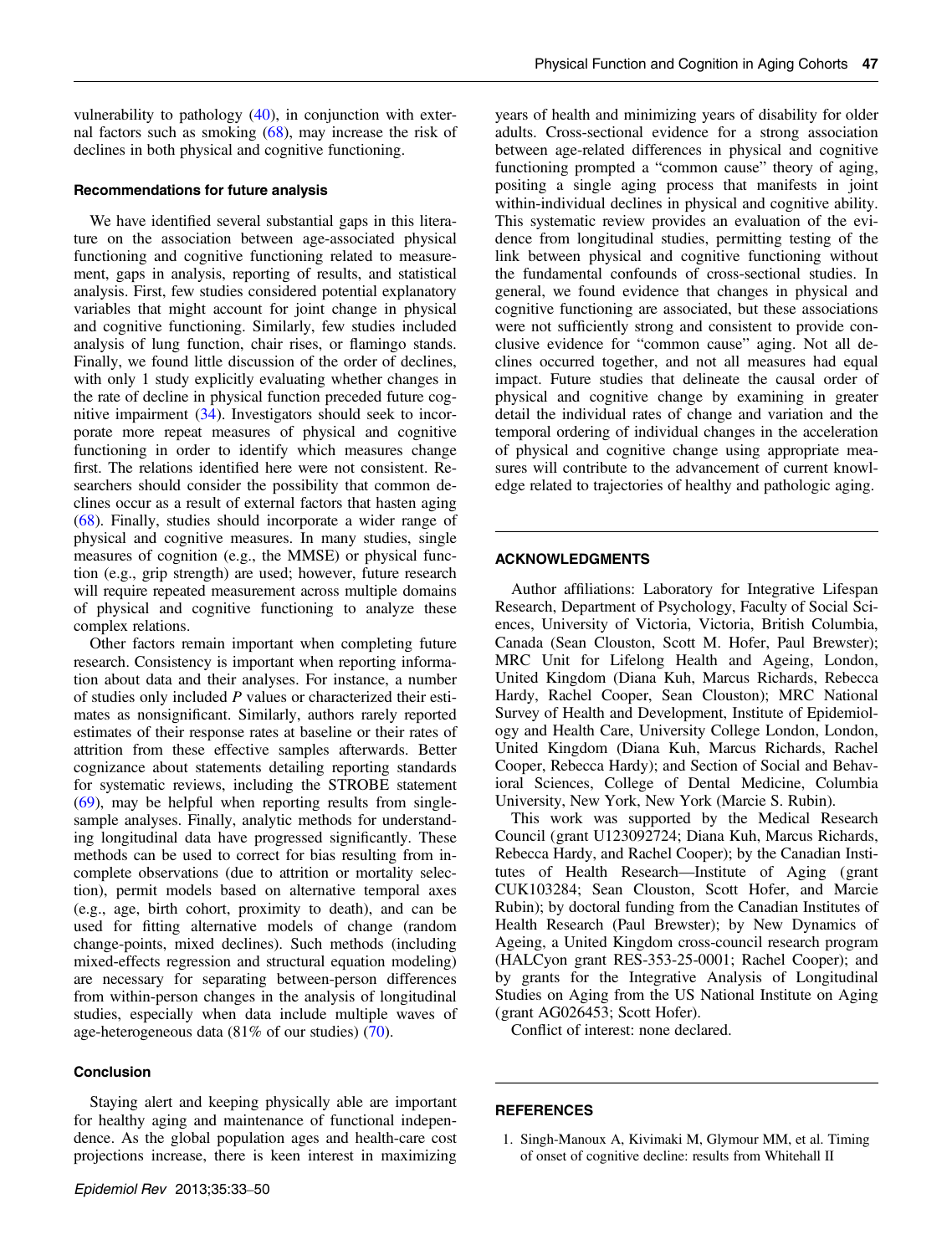vulnerability to pathology (40), in conjunction with external factors such as smoking (68), may increase the risk of declines in both physical and cognitive functioning.

### Recommendations for future analysis

We have identified several substantial gaps in this literature on the association between age-associated physical functioning and cognitive functioning related to measurement, gaps in analysis, reporting of results, and statistical analysis. First, few studies considered potential explanatory variables that might account for joint change in physical and cognitive functioning. Similarly, few studies included analysis of lung function, chair rises, or flamingo stands. Finally, we found little discussion of the order of declines, with only 1 study explicitly evaluating whether changes in the rate of decline in physical function preceded future cognitive impairment (34). Investigators should seek to incorporate more repeat measures of physical and cognitive functioning in order to identify which measures change first. The relations identified here were not consistent. Researchers should consider the possibility that common declines occur as a result of external factors that hasten aging (68). Finally, studies should incorporate a wider range of physical and cognitive measures. In many studies, single measures of cognition (e.g., the MMSE) or physical function (e.g., grip strength) are used; however, future research will require repeated measurement across multiple domains of physical and cognitive functioning to analyze these complex relations.

Other factors remain important when completing future research. Consistency is important when reporting information about data and their analyses. For instance, a number of studies only included *P* values or characterized their estimates as nonsignificant. Similarly, authors rarely reported estimates of their response rates at baseline or their rates of attrition from these effective samples afterwards. Better cognizance about statements detailing reporting standards for systematic reviews, including the STROBE statement (69), may be helpful when reporting results from single-sample analyses. Finally, analytic methods for understanding longitudinal data have progressed significantly. These methods can be used to correct for bias resulting from incomplete observations (due to attrition or mortality selection), permit models based on alternative temporal axes (e.g., age, birth cohort, proximity to death), and can be used for fitting alternative models of change (random change-points, mixed declines). Such methods (including mixed-effects regression and structural equation modeling) are necessary for separating between-person differences from within-person changes in the analysis of longitudinal studies, especially when data include multiple waves of age-heterogeneous data (81% of our studies) (70).

### Conclusion

Staying alert and keeping physically able are important for healthy aging and maintenance of functional independence. As the global population ages and health-care cost projections increase, there is keen interest in maximizing years of health and minimizing years of disability for older adults. Cross-sectional evidence for a strong association between age-related differences in physical and cognitive functioning prompted a "common cause" theory of aging, positing a single aging process that manifests in joint within-individual declines in physical and cognitive ability. This systematic review provides an evaluation of the evidence from longitudinal studies, permitting testing of the link between physical and cognitive functioning without the fundamental confounds of cross-sectional studies. In general, we found evidence that changes in physical and cognitive functioning are associated, but these associations were not sufficiently strong and consistent to provide conclusive evidence for "common cause" aging. Not all declines occurred together, and not all measures had equal impact. Future studies that delineate the causal order of physical and cognitive change by examining in greater detail the individual rates of change and variation and the temporal ordering of individual changes in the acceleration of physical and cognitive change using appropriate measures will contribute to the advancement of current knowledge related to trajectories of healthy and pathologic aging.

## ACKNOWLEDGMENTS

Author affiliations: Laboratory for Integrative Lifespan Research, Department of Psychology, Faculty of Social Sciences, University of Victoria, Victoria, British Columbia, Canada (Sean Clouston, Scott M. Hofer, Paul Brewster); MRC Unit for Lifelong Health and Ageing, London, United Kingdom (Diana Kuh, Marcus Richards, Rebecca Hardy, Rachel Cooper, Sean Clouston); MRC National Survey of Health and Development, Institute of Epidemiology and Health Care, University College London, London, United Kingdom (Diana Kuh, Marcus Richards, Rachel Cooper, Rebecca Hardy); and Section of Social and Behavioral Sciences, College of Dental Medicine, Columbia University, New York, New York (Marcie S. Rubin).

This work was supported by the Medical Research Council (grant U123092724; Diana Kuh, Marcus Richards, Rebecca Hardy, and Rachel Cooper); by the Canadian Institutes of Health Research—Institute of Aging (grant CUK103284; Sean Clouston, Scott Hofer, and Marcie Rubin); by doctoral funding from the Canadian Institutes of Health Research (Paul Brewster); by New Dynamics of Ageing, a United Kingdom cross-council research program (HALCyon grant RES-353-25-0001; Rachel Cooper); and by grants for the Integrative Analysis of Longitudinal Studies on Aging from the US National Institute on Aging (grant AG026453; Scott Hofer).

Conflict of interest: none declared.

## REFERENCES

1. Singh-Manoux A, Kivimaki M, Glymour MM, et al. Timing of onset of cognitive decline: results from Whitehall II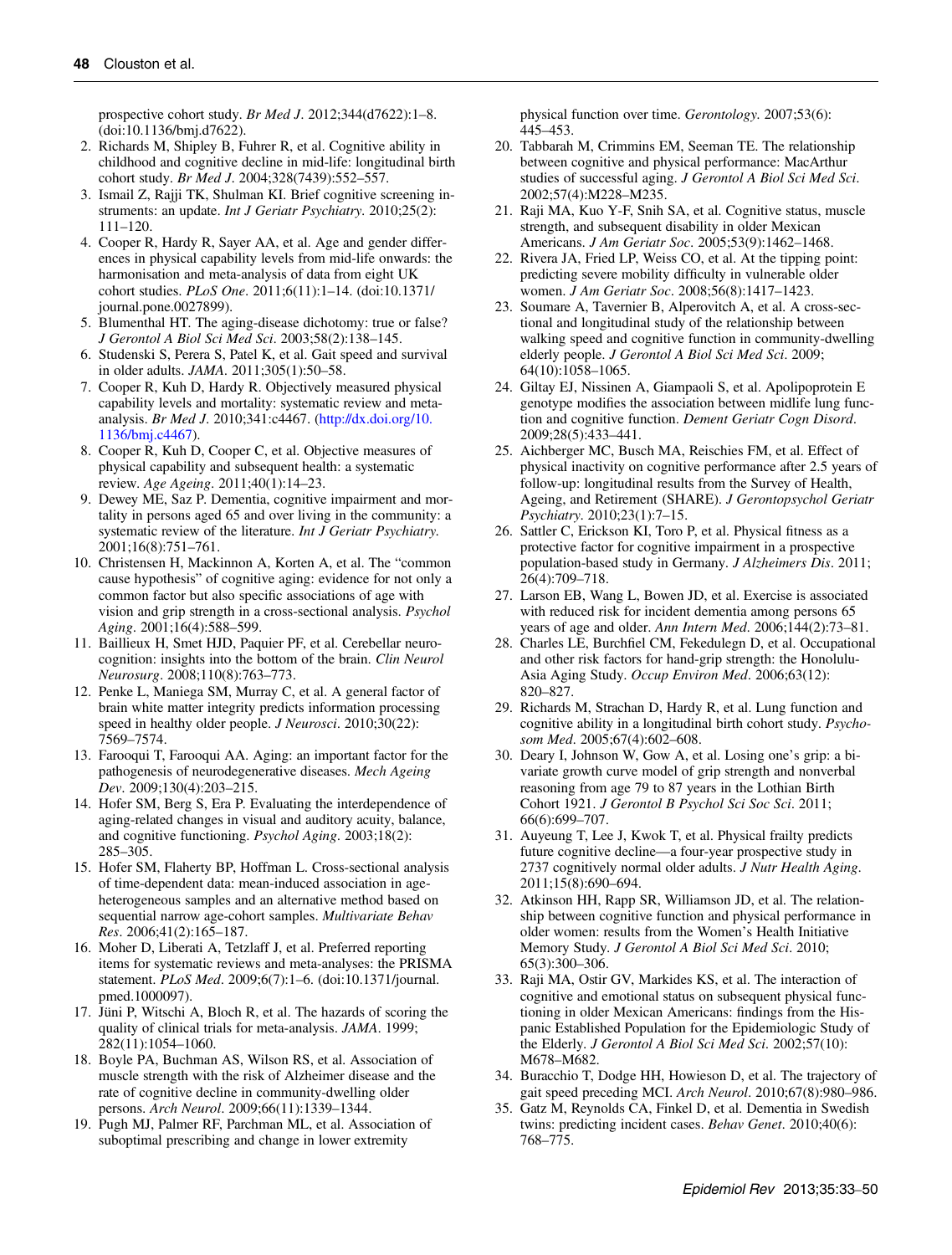prospective cohort study. *Br Med J*. 2012;344(d7622):1–8. (doi:10.1136/bmj.d7622).

2. Richards M, Shipley B, Fuhrer R, et al. Cognitive ability in childhood and cognitive decline in mid-life: longitudinal birth cohort study. *Br Med J*. 2004;328(7439):552–557.
3. Ismail Z, Rajji TK, Shulman KI. Brief cognitive screening instruments: an update. *Int J Geriatr Psychiatry*. 2010;25(2): 111–120.
4. Cooper R, Hardy R, Sayer AA, et al. Age and gender differences in physical capability levels from mid-life onwards: the harmonisation and meta-analysis of data from eight UK cohort studies. *PLoS One*. 2011;6(11):1–14. (doi:10.1371/journal.pone.0027899).
5. Blumenthal HT. The aging-disease dichotomy: true or false? *J Gerontol A Biol Sci Med Sci*. 2003;58(2):138–145.
6. Studenski S, Perera S, Patel K, et al. Gait speed and survival in older adults. *JAMA*. 2011;305(1):50–58.
7. Cooper R, Kuh D, Hardy R. Objectively measured physical capability levels and mortality: systematic review and meta-analysis. *Br Med J*. 2010;341:c4467. (http://dx.doi.org/10.1136/bmj.c4467).
8. Cooper R, Kuh D, Cooper C, et al. Objective measures of physical capability and subsequent health: a systematic review. *Age Ageing*. 2011;40(1):14–23.
9. Dewey ME, Saz P. Dementia, cognitive impairment and mortality in persons aged 65 and over living in the community: a systematic review of the literature. *Int J Geriatr Psychiatry*. 2001;16(8):751–761.
10. Christensen H, Mackinnon A, Korten A, et al. The "common cause hypothesis" of cognitive aging: evidence for not only a common factor but also specific associations of age with vision and grip strength in a cross-sectional analysis. *Psychol Aging*. 2001;16(4):588–599.
11. Baillieux H, Smet HJD, Paquier PF, et al. Cerebellar neurocognition: insights into the bottom of the brain. *Clin Neurol Neurosurg*. 2008;110(8):763–773.
12. Penke L, Maniega SM, Murray C, et al. A general factor of brain white matter integrity predicts information processing speed in healthy older people. *J Neurosci*. 2010;30(22): 7569–7574.
13. Farooqui T, Farooqui AA. Aging: an important factor for the pathogenesis of neurodegenerative diseases. *Mech Ageing Dev*. 2009;130(4):203–215.
14. Hofer SM, Berg S, Era P. Evaluating the interdependence of aging-related changes in visual and auditory acuity, balance, and cognitive functioning. *Psychol Aging*. 2003;18(2): 285–305.
15. Hofer SM, Flaherty BP, Hoffman L. Cross-sectional analysis of time-dependent data: mean-induced association in age-heterogeneous samples and an alternative method based on sequential narrow age-cohort samples. *Multivariate Behav Res*. 2006;41(2):165–187.
16. Moher D, Liberati A, Tetzlaff J, et al. Preferred reporting items for systematic reviews and meta-analyses: the PRISMA statement. *PLoS Med*. 2009;6(7):1–6. (doi:10.1371/journal.pmed.1000097).
17. Jüni P, Witschi A, Bloch R, et al. The hazards of scoring the quality of clinical trials for meta-analysis. *JAMA*. 1999; 282(11):1054–1060.
18. Boyle PA, Buchman AS, Wilson RS, et al. Association of muscle strength with the risk of Alzheimer disease and the rate of cognitive decline in community-dwelling older persons. *Arch Neurol*. 2009;66(11):1339–1344.
19. Pugh MJ, Palmer RF, Parchman ML, et al. Association of suboptimal prescribing and change in lower extremity physical function over time. *Gerontology*. 2007;53(6): 445–453.
20. Tabbarah M, Crimmins EM, Seeman TE. The relationship between cognitive and physical performance: MacArthur studies of successful aging. *J Gerontol A Biol Sci Med Sci*. 2002;57(4):M228–M235.
21. Raji MA, Kuo Y-F, Snih SA, et al. Cognitive status, muscle strength, and subsequent disability in older Mexican Americans. *J Am Geriatr Soc*. 2005;53(9):1462–1468.
22. Rivera JA, Fried LP, Weiss CO, et al. At the tipping point: predicting severe mobility difficulty in vulnerable older women. *J Am Geriatr Soc*. 2008;56(8):1417–1423.
23. Soumare A, Tavernier B, Alperovitch A, et al. A cross-sectional and longitudinal study of the relationship between walking speed and cognitive function in community-dwelling elderly people. *J Gerontol A Biol Sci Med Sci*. 2009; 64(10):1058–1065.
24. Giltay EJ, Nissinen A, Giampaoli S, et al. Apolipoprotein E genotype modifies the association between midlife lung function and cognitive function. *Dement Geriatr Cogn Disord*. 2009;28(5):433–441.
25. Aichberger MC, Busch MA, Reischies FM, et al. Effect of physical inactivity on cognitive performance after 2.5 years of follow-up: longitudinal results from the Survey of Health, Ageing, and Retirement (SHARE). *J Gerontopsychol Geriatr Psychiatry*. 2010;23(1):7–15.
26. Sattler C, Erickson KI, Toro P, et al. Physical fitness as a protective factor for cognitive impairment in a prospective population-based study in Germany. *J Alzheimers Dis*. 2011; 26(4):709–718.
27. Larson EB, Wang L, Bowen JD, et al. Exercise is associated with reduced risk for incident dementia among persons 65 years of age and older. *Ann Intern Med*. 2006;144(2):73–81.
28. Charles LE, Burchfiel CM, Fekedulegn D, et al. Occupational and other risk factors for hand-grip strength: the Honolulu-Asia Aging Study. *Occup Environ Med*. 2006;63(12): 820–827.
29. Richards M, Strachan D, Hardy R, et al. Lung function and cognitive ability in a longitudinal birth cohort study. *Psychosom Med*. 2005;67(4):602–608.
30. Deary I, Johnson W, Gow A, et al. Losing one's grip: a bivariate growth curve model of grip strength and nonverbal reasoning from age 79 to 87 years in the Lothian Birth Cohort 1921. *J Gerontol B Psychol Sci Soc Sci*. 2011; 66(6):699–707.
31. Auyeung T, Lee J, Kwok T, et al. Physical frailty predicts future cognitive decline—a four-year prospective study in 2737 cognitively normal older adults. *J Nutr Health Aging*. 2011;15(8):690–694.
32. Atkinson HH, Rapp SR, Williamson JD, et al. The relationship between cognitive function and physical performance in older women: results from the Women's Health Initiative Memory Study. *J Gerontol A Biol Sci Med Sci*. 2010; 65(3):300–306.
33. Raji MA, Ostir GV, Markides KS, et al. The interaction of cognitive and emotional status on subsequent physical functioning in older Mexican Americans: findings from the Hispanic Established Population for the Epidemiologic Study of the Elderly. *J Gerontol A Biol Sci Med Sci*. 2002;57(10): M678–M682.
34. Buracchio T, Dodge HH, Howieson D, et al. The trajectory of gait speed preceding MCI. *Arch Neurol*. 2010;67(8):980–986.
35. Gatz M, Reynolds CA, Finkel D, et al. Dementia in Swedish twins: predicting incident cases. *Behav Genet*. 2010;40(6): 768–775.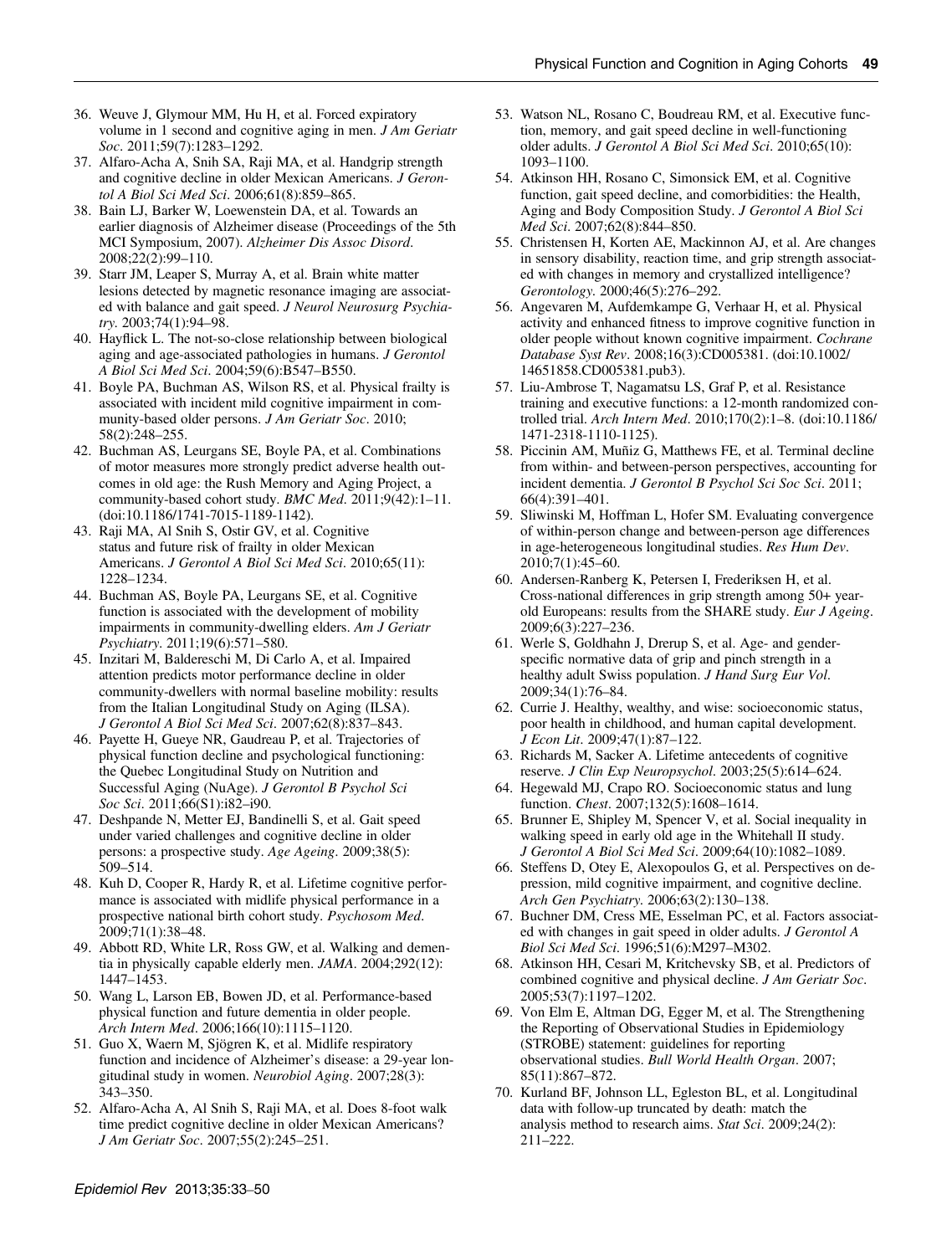36. Weuve J, Glymour MM, Hu H, et al. Forced expiratory volume in 1 second and cognitive aging in men. *J Am Geriatr Soc*. 2011;59(7):1283–1292.
37. Alfaro-Acha A, Snih SA, Raji MA, et al. Handgrip strength and cognitive decline in older Mexican Americans. *J Gerontol A Biol Sci Med Sci*. 2006;61(8):859–865.
38. Bain LJ, Barker W, Loewenstein DA, et al. Towards an earlier diagnosis of Alzheimer disease (Proceedings of the 5th MCI Symposium, 2007). *Alzheimer Dis Assoc Disord*. 2008;22(2):99–110.
39. Starr JM, Leaper S, Murray A, et al. Brain white matter lesions detected by magnetic resonance imaging are associated with balance and gait speed. *J Neurol Neurosurg Psychiatry*. 2003;74(1):94–98.
40. Hayflick L. The not-so-close relationship between biological aging and age-associated pathologies in humans. *J Gerontol A Biol Sci Med Sci*. 2004;59(6):B547–B550.
41. Boyle PA, Buchman AS, Wilson RS, et al. Physical frailty is associated with incident mild cognitive impairment in community-based older persons. *J Am Geriatr Soc*. 2010; 58(2):248–255.
42. Buchman AS, Leurgans SE, Boyle PA, et al. Combinations of motor measures more strongly predict adverse health outcomes in old age: the Rush Memory and Aging Project, a community-based cohort study. *BMC Med*. 2011;9(42):1–11. (doi:10.1186/1741-7015-1189-1142).
43. Raji MA, Al Snih S, Ostir GV, et al. Cognitive status and future risk of frailty in older Mexican Americans. *J Gerontol A Biol Sci Med Sci*. 2010;65(11): 1228–1234.
44. Buchman AS, Boyle PA, Leurgans SE, et al. Cognitive function is associated with the development of mobility impairments in community-dwelling elders. *Am J Geriatr Psychiatry*. 2011;19(6):571–580.
45. Inzitari M, Baldereschi M, Di Carlo A, et al. Impaired attention predicts motor performance decline in older community-dwellers with normal baseline mobility: results from the Italian Longitudinal Study on Aging (ILSA). *J Gerontol A Biol Sci Med Sci*. 2007;62(8):837–843.
46. Payette H, Gueye NR, Gaudreau P, et al. Trajectories of physical function decline and psychological functioning: the Quebec Longitudinal Study on Nutrition and Successful Aging (NuAge). *J Gerontol B Psychol Sci Soc Sci*. 2011;66(S1):i82–i90.
47. Deshpande N, Metter EJ, Bandinelli S, et al. Gait speed under varied challenges and cognitive decline in older persons: a prospective study. *Age Ageing*. 2009;38(5): 509–514.
48. Kuh D, Cooper R, Hardy R, et al. Lifetime cognitive performance is associated with midlife physical performance in a prospective national birth cohort study. *Psychosom Med*. 2009;71(1):38–48.
49. Abbott RD, White LR, Ross GW, et al. Walking and dementia in physically capable elderly men. *JAMA*. 2004;292(12): 1447–1453.
50. Wang L, Larson EB, Bowen JD, et al. Performance-based physical function and future dementia in older people. *Arch Intern Med*. 2006;166(10):1115–1120.
51. Guo X, Waern M, Sjögren K, et al. Midlife respiratory function and incidence of Alzheimer's disease: a 29-year longitudinal study in women. *Neurobiol Aging*. 2007;28(3): 343–350.
52. Alfaro-Acha A, Al Snih S, Raji MA, et al. Does 8-foot walk time predict cognitive decline in older Mexican Americans? *J Am Geriatr Soc*. 2007;55(2):245–251.
53. Watson NL, Rosano C, Boudreau RM, et al. Executive function, memory, and gait speed decline in well-functioning older adults. *J Gerontol A Biol Sci Med Sci*. 2010;65(10): 1093–1100.
54. Atkinson HH, Rosano C, Simonsick EM, et al. Cognitive function, gait speed decline, and comorbidities: the Health, Aging and Body Composition Study. *J Gerontol A Biol Sci Med Sci*. 2007;62(8):844–850.
55. Christensen H, Korten AE, Mackinnon AJ, et al. Are changes in sensory disability, reaction time, and grip strength associated with changes in memory and crystallized intelligence? *Gerontology*. 2000;46(5):276–292.
56. Angevaren M, Aufdemkampe G, Verhaar H, et al. Physical activity and enhanced fitness to improve cognitive function in older people without known cognitive impairment. *Cochrane Database Syst Rev*. 2008;16(3):CD005381. (doi:10.1002/ 14651858.CD005381.pub3).
57. Liu-Ambrose T, Nagamatsu LS, Graf P, et al. Resistance training and executive functions: a 12-month randomized controlled trial. *Arch Intern Med*. 2010;170(2):1–8. (doi:10.1186/ 1471-2318-1110-1125).
58. Piccinin AM, Muñiz G, Matthews FE, et al. Terminal decline from within- and between-person perspectives, accounting for incident dementia. *J Gerontol B Psychol Sci Soc Sci*. 2011; 66(4):391–401.
59. Sliwinski M, Hoffman L, Hofer SM. Evaluating convergence of within-person change and between-person age differences in age-heterogeneous longitudinal studies. *Res Hum Dev*. 2010;7(1):45–60.
60. Andersen-Ranberg K, Petersen I, Frederiksen H, et al. Cross-national differences in grip strength among 50+ year-old Europeans: results from the SHARE study. *Eur J Ageing*. 2009;6(3):227–236.
61. Werle S, Goldhahn J, Drerup S, et al. Age- and gender-specific normative data of grip and pinch strength in a healthy adult Swiss population. *J Hand Surg Eur Vol*. 2009;34(1):76–84.
62. Currie J. Healthy, wealthy, and wise: socioeconomic status, poor health in childhood, and human capital development. *J Econ Lit*. 2009;47(1):87–122.
63. Richards M, Sacker A. Lifetime antecedents of cognitive reserve. *J Clin Exp Neuropsychol*. 2003;25(5):614–624.
64. Hegewald MJ, Crapo RO. Socioeconomic status and lung function. *Chest*. 2007;132(5):1608–1614.
65. Brunner E, Shipley M, Spencer V, et al. Social inequality in walking speed in early old age in the Whitehall II study. *J Gerontol A Biol Sci Med Sci*. 2009;64(10):1082–1089.
66. Steffens D, Otey E, Alexopoulos G, et al. Perspectives on depression, mild cognitive impairment, and cognitive decline. *Arch Gen Psychiatry*. 2006;63(2):130–138.
67. Buchner DM, Cress ME, Esselman PC, et al. Factors associated with changes in gait speed in older adults. *J Gerontol A Biol Sci Med Sci*. 1996;51(6):M297–M302.
68. Atkinson HH, Cesari M, Kritchevsky SB, et al. Predictors of combined cognitive and physical decline. *J Am Geriatr Soc*. 2005;53(7):1197–1202.
69. Von Elm E, Altman DG, Egger M, et al. The Strengthening the Reporting of Observational Studies in Epidemiology (STROBE) statement: guidelines for reporting observational studies. *Bull World Health Organ*. 2007; 85(11):867–872.
70. Kurland BF, Johnson LL, Egleston BL, et al. Longitudinal data with follow-up truncated by death: match the analysis method to research aims. *Stat Sci*. 2009;24(2): 211–222.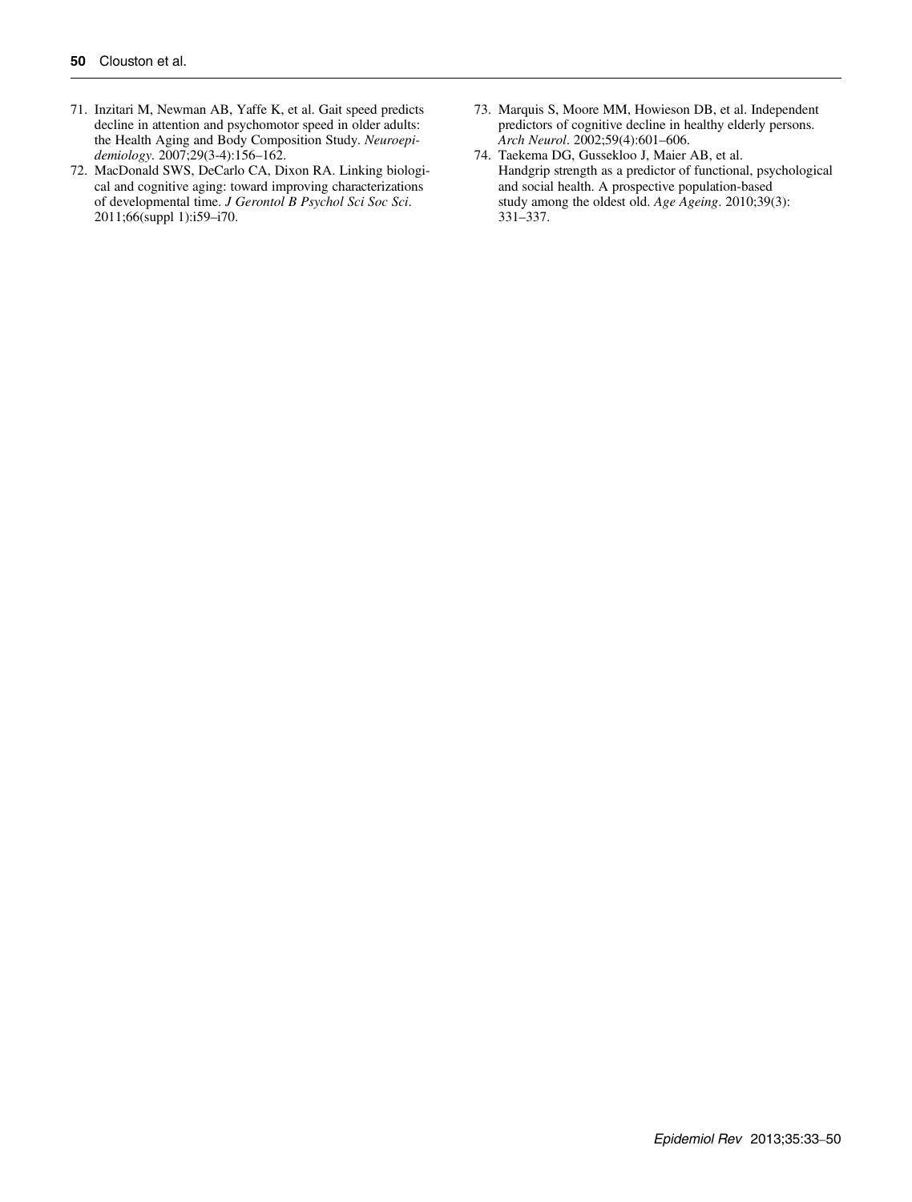71. Inzitari M, Newman AB, Yaffe K, et al. Gait speed predicts decline in attention and psychomotor speed in older adults: the Health Aging and Body Composition Study. *Neuroepidemiology*. 2007;29(3-4):156–162.
72. MacDonald SWS, DeCarlo CA, Dixon RA. Linking biological and cognitive aging: toward improving characterizations of developmental time. *J Gerontol B Psychol Sci Soc Sci*. 2011;66(suppl 1):i59–i70.
73. Marquis S, Moore MM, Howieson DB, et al. Independent predictors of cognitive decline in healthy elderly persons. *Arch Neurol*. 2002;59(4):601–606.
74. Taekema DG, Gussekloo J, Maier AB, et al. Handgrip strength as a predictor of functional, psychological and social health. A prospective population-based study among the oldest old. *Age Ageing*. 2010;39(3): 331–337.